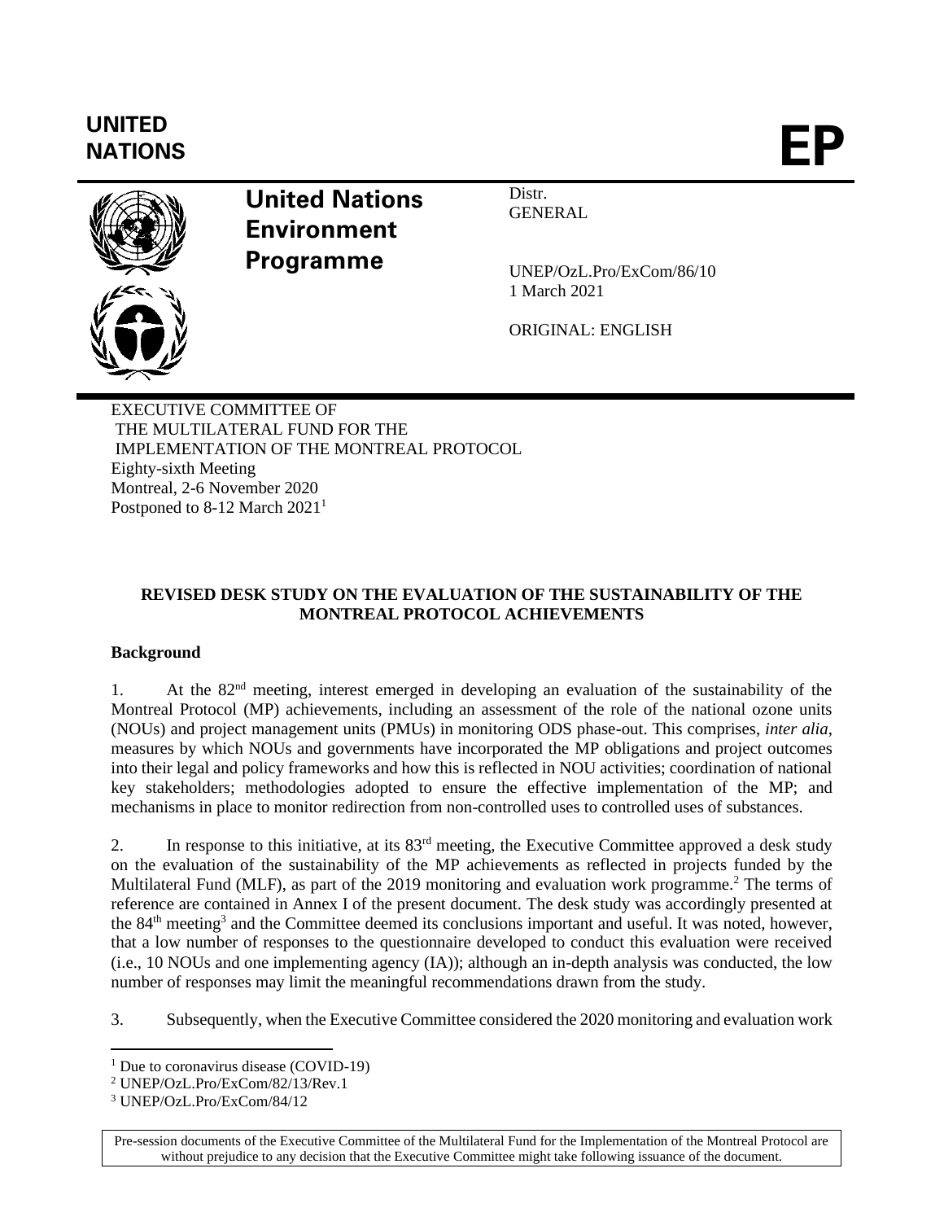UNITED NATIONS

# EP

**United Nations Environment Programme**

Distr.
GENERAL

UNEP/OzL.Pro/ExCom/86/10
1 March 2021

ORIGINAL: ENGLISH

EXECUTIVE COMMITTEE OF
THE MULTILATERAL FUND FOR THE
IMPLEMENTATION OF THE MONTREAL PROTOCOL
Eighty-sixth Meeting
Montreal, 2-6 November 2020
Postponed to 8-12 March 2021[1]

## REVISED DESK STUDY ON THE EVALUATION OF THE SUSTAINABILITY OF THE MONTREAL PROTOCOL ACHIEVEMENTS

### Background

1. At the 82nd meeting, interest emerged in developing an evaluation of the sustainability of the Montreal Protocol (MP) achievements, including an assessment of the role of the national ozone units (NOUs) and project management units (PMUs) in monitoring ODS phase-out. This comprises, *inter alia*, measures by which NOUs and governments have incorporated the MP obligations and project outcomes into their legal and policy frameworks and how this is reflected in NOU activities; coordination of national key stakeholders; methodologies adopted to ensure the effective implementation of the MP; and mechanisms in place to monitor redirection from non-controlled uses to controlled uses of substances.

2. In response to this initiative, at its 83rd meeting, the Executive Committee approved a desk study on the evaluation of the sustainability of the MP achievements as reflected in projects funded by the Multilateral Fund (MLF), as part of the 2019 monitoring and evaluation work programme.[2] The terms of reference are contained in Annex I of the present document. The desk study was accordingly presented at the 84th meeting[3] and the Committee deemed its conclusions important and useful. It was noted, however, that a low number of responses to the questionnaire developed to conduct this evaluation were received (i.e., 10 NOUs and one implementing agency (IA)); although an in-depth analysis was conducted, the low number of responses may limit the meaningful recommendations drawn from the study.

3. Subsequently, when the Executive Committee considered the 2020 monitoring and evaluation work

[1] Due to coronavirus disease (COVID-19)
[2] UNEP/OzL.Pro/ExCom/82/13/Rev.1
[3] UNEP/OzL.Pro/ExCom/84/12

Pre-session documents of the Executive Committee of the Multilateral Fund for the Implementation of the Montreal Protocol are without prejudice to any decision that the Executive Committee might take following issuance of the document.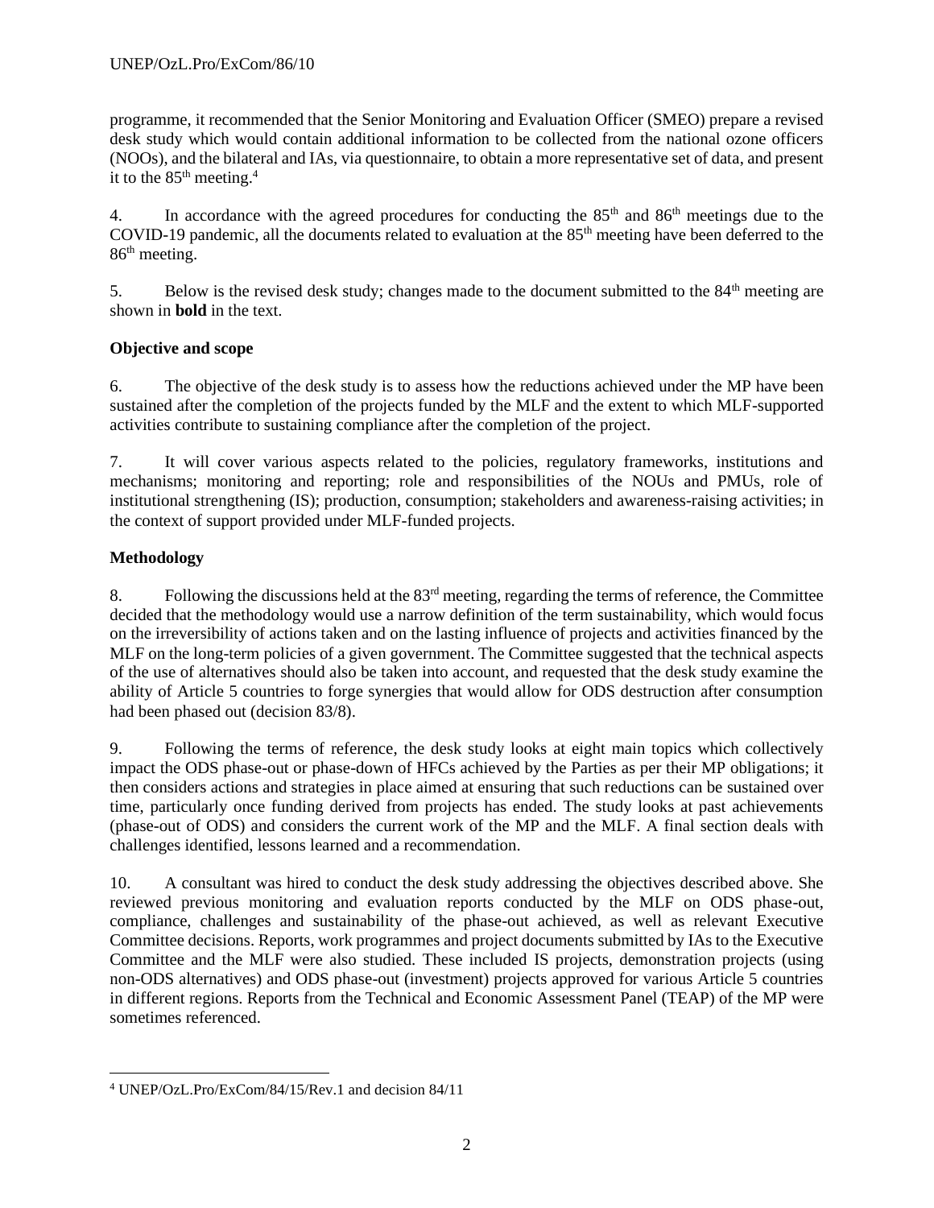programme, it recommended that the Senior Monitoring and Evaluation Officer (SMEO) prepare a revised desk study which would contain additional information to be collected from the national ozone officers (NOOs), and the bilateral and IAs, via questionnaire, to obtain a more representative set of data, and present it to the 85th meeting.[4]

4. In accordance with the agreed procedures for conducting the 85th and 86th meetings due to the COVID-19 pandemic, all the documents related to evaluation at the 85th meeting have been deferred to the 86th meeting.

5. Below is the revised desk study; changes made to the document submitted to the 84th meeting are shown in **bold** in the text.

**Objective and scope**

6. The objective of the desk study is to assess how the reductions achieved under the MP have been sustained after the completion of the projects funded by the MLF and the extent to which MLF-supported activities contribute to sustaining compliance after the completion of the project.

7. It will cover various aspects related to the policies, regulatory frameworks, institutions and mechanisms; monitoring and reporting; role and responsibilities of the NOUs and PMUs, role of institutional strengthening (IS); production, consumption; stakeholders and awareness-raising activities; in the context of support provided under MLF-funded projects.

**Methodology**

8. Following the discussions held at the 83rd meeting, regarding the terms of reference, the Committee decided that the methodology would use a narrow definition of the term sustainability, which would focus on the irreversibility of actions taken and on the lasting influence of projects and activities financed by the MLF on the long-term policies of a given government. The Committee suggested that the technical aspects of the use of alternatives should also be taken into account, and requested that the desk study examine the ability of Article 5 countries to forge synergies that would allow for ODS destruction after consumption had been phased out (decision 83/8).

9. Following the terms of reference, the desk study looks at eight main topics which collectively impact the ODS phase-out or phase-down of HFCs achieved by the Parties as per their MP obligations; it then considers actions and strategies in place aimed at ensuring that such reductions can be sustained over time, particularly once funding derived from projects has ended. The study looks at past achievements (phase-out of ODS) and considers the current work of the MP and the MLF. A final section deals with challenges identified, lessons learned and a recommendation.

10. A consultant was hired to conduct the desk study addressing the objectives described above. She reviewed previous monitoring and evaluation reports conducted by the MLF on ODS phase-out, compliance, challenges and sustainability of the phase-out achieved, as well as relevant Executive Committee decisions. Reports, work programmes and project documents submitted by IAs to the Executive Committee and the MLF were also studied. These included IS projects, demonstration projects (using non-ODS alternatives) and ODS phase-out (investment) projects approved for various Article 5 countries in different regions. Reports from the Technical and Economic Assessment Panel (TEAP) of the MP were sometimes referenced.

[4] UNEP/OzL.Pro/ExCom/84/15/Rev.1 and decision 84/11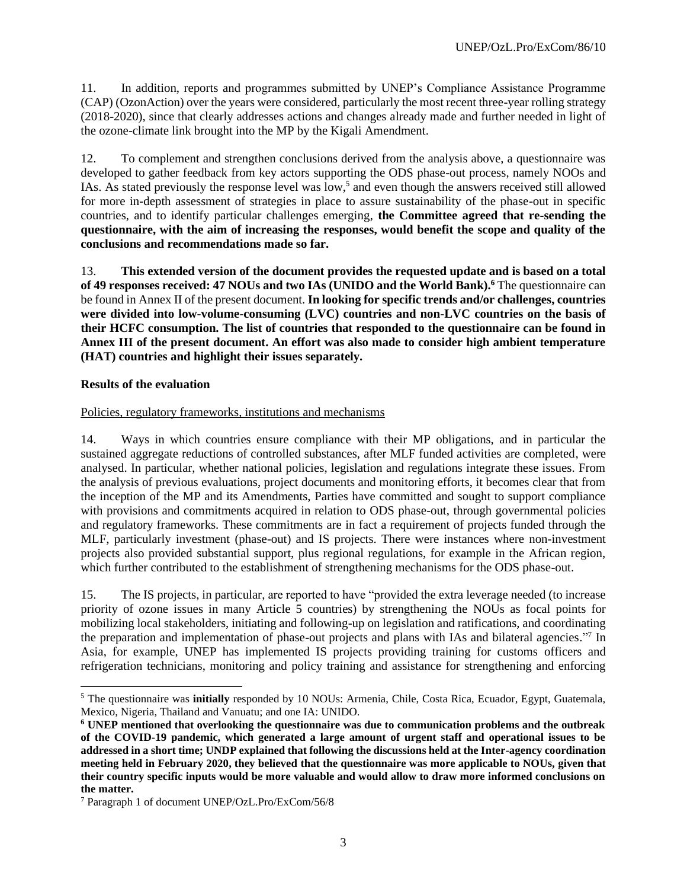11. In addition, reports and programmes submitted by UNEP's Compliance Assistance Programme (CAP) (OzonAction) over the years were considered, particularly the most recent three-year rolling strategy (2018-2020), since that clearly addresses actions and changes already made and further needed in light of the ozone-climate link brought into the MP by the Kigali Amendment.

12. To complement and strengthen conclusions derived from the analysis above, a questionnaire was developed to gather feedback from key actors supporting the ODS phase-out process, namely NOOs and IAs. As stated previously the response level was low,[5] and even though the answers received still allowed for more in-depth assessment of strategies in place to assure sustainability of the phase-out in specific countries, and to identify particular challenges emerging, **the Committee agreed that re-sending the questionnaire, with the aim of increasing the responses, would benefit the scope and quality of the conclusions and recommendations made so far.**

13. **This extended version of the document provides the requested update and is based on a total of 49 responses received: 47 NOUs and two IAs (UNIDO and the World Bank).[6]** The questionnaire can be found in Annex II of the present document. **In looking for specific trends and/or challenges, countries were divided into low-volume-consuming (LVC) countries and non-LVC countries on the basis of their HCFC consumption. The list of countries that responded to the questionnaire can be found in Annex III of the present document. An effort was also made to consider high ambient temperature (HAT) countries and highlight their issues separately.**

**Results of the evaluation**

Policies, regulatory frameworks, institutions and mechanisms

14. Ways in which countries ensure compliance with their MP obligations, and in particular the sustained aggregate reductions of controlled substances, after MLF funded activities are completed, were analysed. In particular, whether national policies, legislation and regulations integrate these issues. From the analysis of previous evaluations, project documents and monitoring efforts, it becomes clear that from the inception of the MP and its Amendments, Parties have committed and sought to support compliance with provisions and commitments acquired in relation to ODS phase-out, through governmental policies and regulatory frameworks. These commitments are in fact a requirement of projects funded through the MLF, particularly investment (phase-out) and IS projects. There were instances where non-investment projects also provided substantial support, plus regional regulations, for example in the African region, which further contributed to the establishment of strengthening mechanisms for the ODS phase-out.

15. The IS projects, in particular, are reported to have "provided the extra leverage needed (to increase priority of ozone issues in many Article 5 countries) by strengthening the NOUs as focal points for mobilizing local stakeholders, initiating and following-up on legislation and ratifications, and coordinating the preparation and implementation of phase-out projects and plans with IAs and bilateral agencies."[7] In Asia, for example, UNEP has implemented IS projects providing training for customs officers and refrigeration technicians, monitoring and policy training and assistance for strengthening and enforcing

---

[5] The questionnaire was **initially** responded by 10 NOUs: Armenia, Chile, Costa Rica, Ecuador, Egypt, Guatemala, Mexico, Nigeria, Thailand and Vanuatu; and one IA: UNIDO.

**[6] UNEP mentioned that overlooking the questionnaire was due to communication problems and the outbreak of the COVID-19 pandemic, which generated a large amount of urgent staff and operational issues to be addressed in a short time; UNDP explained that following the discussions held at the Inter-agency coordination meeting held in February 2020, they believed that the questionnaire was more applicable to NOUs, given that their country specific inputs would be more valuable and would allow to draw more informed conclusions on the matter.**

[7] Paragraph 1 of document UNEP/OzL.Pro/ExCom/56/8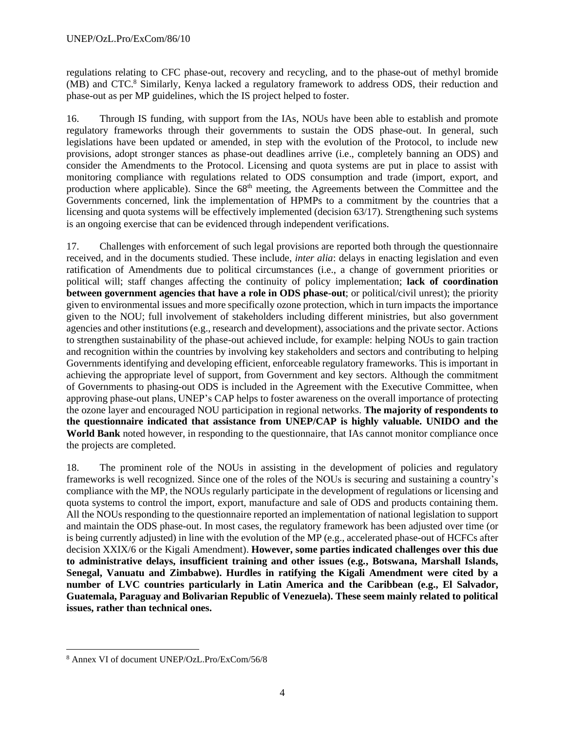regulations relating to CFC phase-out, recovery and recycling, and to the phase-out of methyl bromide (MB) and CTC.[8] Similarly, Kenya lacked a regulatory framework to address ODS, their reduction and phase-out as per MP guidelines, which the IS project helped to foster.

16. Through IS funding, with support from the IAs, NOUs have been able to establish and promote regulatory frameworks through their governments to sustain the ODS phase-out. In general, such legislations have been updated or amended, in step with the evolution of the Protocol, to include new provisions, adopt stronger stances as phase-out deadlines arrive (i.e., completely banning an ODS) and consider the Amendments to the Protocol. Licensing and quota systems are put in place to assist with monitoring compliance with regulations related to ODS consumption and trade (import, export, and production where applicable). Since the 68th meeting, the Agreements between the Committee and the Governments concerned, link the implementation of HPMPs to a commitment by the countries that a licensing and quota systems will be effectively implemented (decision 63/17). Strengthening such systems is an ongoing exercise that can be evidenced through independent verifications.

17. Challenges with enforcement of such legal provisions are reported both through the questionnaire received, and in the documents studied. These include, *inter alia*: delays in enacting legislation and even ratification of Amendments due to political circumstances (i.e., a change of government priorities or political will; staff changes affecting the continuity of policy implementation; **lack of coordination between government agencies that have a role in ODS phase-out**; or political/civil unrest); the priority given to environmental issues and more specifically ozone protection, which in turn impacts the importance given to the NOU; full involvement of stakeholders including different ministries, but also government agencies and other institutions (e.g., research and development), associations and the private sector. Actions to strengthen sustainability of the phase-out achieved include, for example: helping NOUs to gain traction and recognition within the countries by involving key stakeholders and sectors and contributing to helping Governments identifying and developing efficient, enforceable regulatory frameworks. This is important in achieving the appropriate level of support, from Government and key sectors. Although the commitment of Governments to phasing-out ODS is included in the Agreement with the Executive Committee, when approving phase-out plans, UNEP's CAP helps to foster awareness on the overall importance of protecting the ozone layer and encouraged NOU participation in regional networks. **The majority of respondents to the questionnaire indicated that assistance from UNEP/CAP is highly valuable. UNIDO and the World Bank** noted however, in responding to the questionnaire, that IAs cannot monitor compliance once the projects are completed.

18. The prominent role of the NOUs in assisting in the development of policies and regulatory frameworks is well recognized. Since one of the roles of the NOUs is securing and sustaining a country's compliance with the MP, the NOUs regularly participate in the development of regulations or licensing and quota systems to control the import, export, manufacture and sale of ODS and products containing them. All the NOUs responding to the questionnaire reported an implementation of national legislation to support and maintain the ODS phase-out. In most cases, the regulatory framework has been adjusted over time (or is being currently adjusted) in line with the evolution of the MP (e.g., accelerated phase-out of HCFCs after decision XXIX/6 or the Kigali Amendment). **However, some parties indicated challenges over this due to administrative delays, insufficient training and other issues (e.g., Botswana, Marshall Islands, Senegal, Vanuatu and Zimbabwe). Hurdles in ratifying the Kigali Amendment were cited by a number of LVC countries particularly in Latin America and the Caribbean (e.g., El Salvador, Guatemala, Paraguay and Bolivarian Republic of Venezuela). These seem mainly related to political issues, rather than technical ones.**

[8] Annex VI of document UNEP/OzL.Pro/ExCom/56/8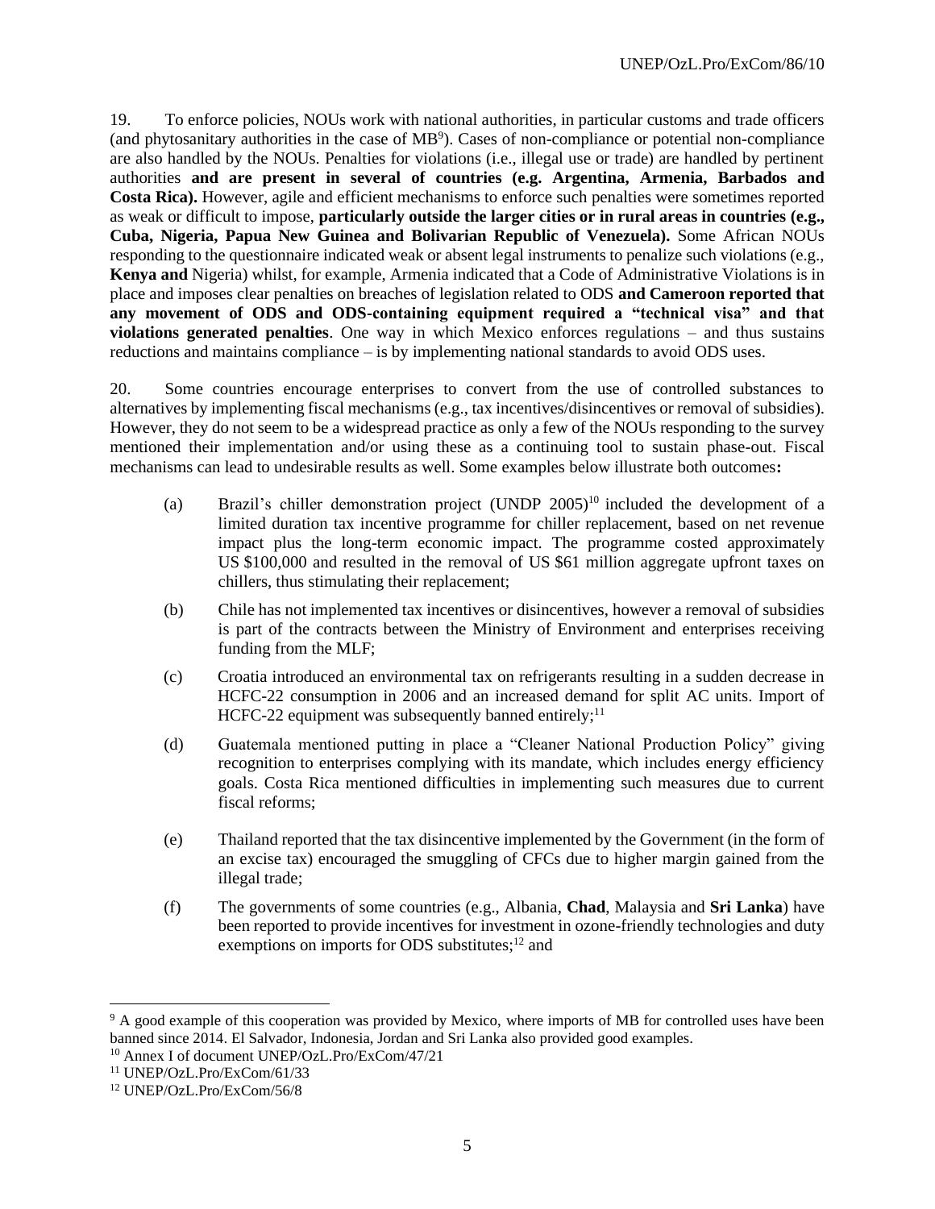19. To enforce policies, NOUs work with national authorities, in particular customs and trade officers (and phytosanitary authorities in the case of MB[9]). Cases of non-compliance or potential non-compliance are also handled by the NOUs. Penalties for violations (i.e., illegal use or trade) are handled by pertinent authorities **and are present in several of countries (e.g. Argentina, Armenia, Barbados and Costa Rica).** However, agile and efficient mechanisms to enforce such penalties were sometimes reported as weak or difficult to impose, **particularly outside the larger cities or in rural areas in countries (e.g., Cuba, Nigeria, Papua New Guinea and Bolivarian Republic of Venezuela).** Some African NOUs responding to the questionnaire indicated weak or absent legal instruments to penalize such violations (e.g., **Kenya and** Nigeria) whilst, for example, Armenia indicated that a Code of Administrative Violations is in place and imposes clear penalties on breaches of legislation related to ODS **and Cameroon reported that any movement of ODS and ODS-containing equipment required a "technical visa" and that violations generated penalties**. One way in which Mexico enforces regulations – and thus sustains reductions and maintains compliance – is by implementing national standards to avoid ODS uses.

20. Some countries encourage enterprises to convert from the use of controlled substances to alternatives by implementing fiscal mechanisms (e.g., tax incentives/disincentives or removal of subsidies). However, they do not seem to be a widespread practice as only a few of the NOUs responding to the survey mentioned their implementation and/or using these as a continuing tool to sustain phase-out. Fiscal mechanisms can lead to undesirable results as well. Some examples below illustrate both outcomes**:**

(a) Brazil's chiller demonstration project (UNDP 2005)[10] included the development of a limited duration tax incentive programme for chiller replacement, based on net revenue impact plus the long-term economic impact. The programme costed approximately US $100,000 and resulted in the removal of US $61 million aggregate upfront taxes on chillers, thus stimulating their replacement;

(b) Chile has not implemented tax incentives or disincentives, however a removal of subsidies is part of the contracts between the Ministry of Environment and enterprises receiving funding from the MLF;

(c) Croatia introduced an environmental tax on refrigerants resulting in a sudden decrease in HCFC-22 consumption in 2006 and an increased demand for split AC units. Import of HCFC-22 equipment was subsequently banned entirely;[11]

(d) Guatemala mentioned putting in place a "Cleaner National Production Policy" giving recognition to enterprises complying with its mandate, which includes energy efficiency goals. Costa Rica mentioned difficulties in implementing such measures due to current fiscal reforms;

(e) Thailand reported that the tax disincentive implemented by the Government (in the form of an excise tax) encouraged the smuggling of CFCs due to higher margin gained from the illegal trade;

(f) The governments of some countries (e.g., Albania, **Chad**, Malaysia and **Sri Lanka**) have been reported to provide incentives for investment in ozone-friendly technologies and duty exemptions on imports for ODS substitutes;[12] and

---

[9] A good example of this cooperation was provided by Mexico, where imports of MB for controlled uses have been banned since 2014. El Salvador, Indonesia, Jordan and Sri Lanka also provided good examples.

[10] Annex I of document UNEP/OzL.Pro/ExCom/47/21

[11] UNEP/OzL.Pro/ExCom/61/33

[12] UNEP/OzL.Pro/ExCom/56/8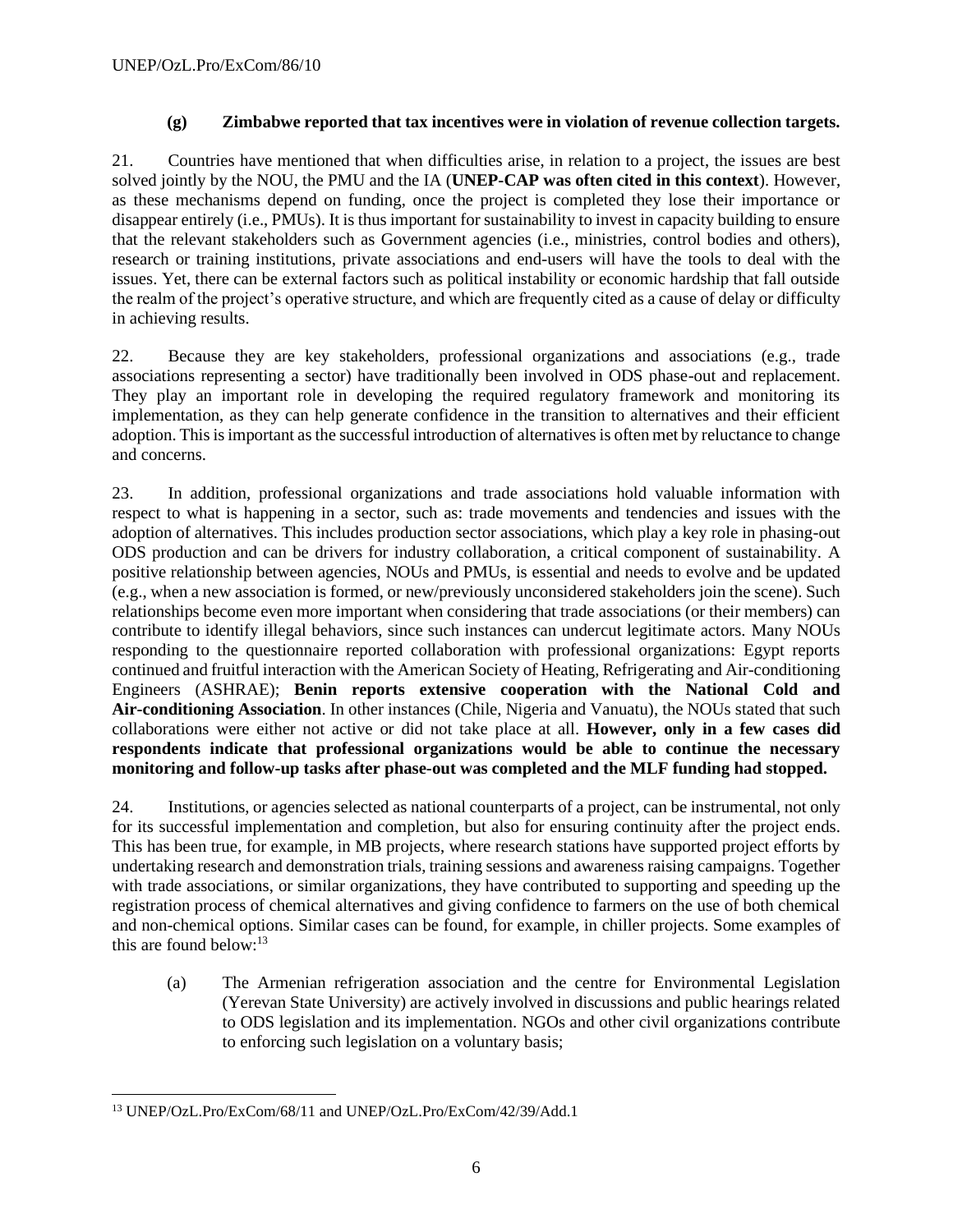(g) **Zimbabwe reported that tax incentives were in violation of revenue collection targets.**

21. Countries have mentioned that when difficulties arise, in relation to a project, the issues are best solved jointly by the NOU, the PMU and the IA (**UNEP-CAP was often cited in this context**). However, as these mechanisms depend on funding, once the project is completed they lose their importance or disappear entirely (i.e., PMUs). It is thus important for sustainability to invest in capacity building to ensure that the relevant stakeholders such as Government agencies (i.e., ministries, control bodies and others), research or training institutions, private associations and end-users will have the tools to deal with the issues. Yet, there can be external factors such as political instability or economic hardship that fall outside the realm of the project's operative structure, and which are frequently cited as a cause of delay or difficulty in achieving results.

22. Because they are key stakeholders, professional organizations and associations (e.g., trade associations representing a sector) have traditionally been involved in ODS phase-out and replacement. They play an important role in developing the required regulatory framework and monitoring its implementation, as they can help generate confidence in the transition to alternatives and their efficient adoption. This is important as the successful introduction of alternatives is often met by reluctance to change and concerns.

23. In addition, professional organizations and trade associations hold valuable information with respect to what is happening in a sector, such as: trade movements and tendencies and issues with the adoption of alternatives. This includes production sector associations, which play a key role in phasing-out ODS production and can be drivers for industry collaboration, a critical component of sustainability. A positive relationship between agencies, NOUs and PMUs, is essential and needs to evolve and be updated (e.g., when a new association is formed, or new/previously unconsidered stakeholders join the scene). Such relationships become even more important when considering that trade associations (or their members) can contribute to identify illegal behaviors, since such instances can undercut legitimate actors. Many NOUs responding to the questionnaire reported collaboration with professional organizations: Egypt reports continued and fruitful interaction with the American Society of Heating, Refrigerating and Air-conditioning Engineers (ASHRAE); **Benin reports extensive cooperation with the National Cold and Air-conditioning Association**. In other instances (Chile, Nigeria and Vanuatu), the NOUs stated that such collaborations were either not active or did not take place at all. **However, only in a few cases did respondents indicate that professional organizations would be able to continue the necessary monitoring and follow-up tasks after phase-out was completed and the MLF funding had stopped.**

24. Institutions, or agencies selected as national counterparts of a project, can be instrumental, not only for its successful implementation and completion, but also for ensuring continuity after the project ends. This has been true, for example, in MB projects, where research stations have supported project efforts by undertaking research and demonstration trials, training sessions and awareness raising campaigns. Together with trade associations, or similar organizations, they have contributed to supporting and speeding up the registration process of chemical alternatives and giving confidence to farmers on the use of both chemical and non-chemical options. Similar cases can be found, for example, in chiller projects. Some examples of this are found below:[13]

(a) The Armenian refrigeration association and the centre for Environmental Legislation (Yerevan State University) are actively involved in discussions and public hearings related to ODS legislation and its implementation. NGOs and other civil organizations contribute to enforcing such legislation on a voluntary basis;

[13] UNEP/OzL.Pro/ExCom/68/11 and UNEP/OzL.Pro/ExCom/42/39/Add.1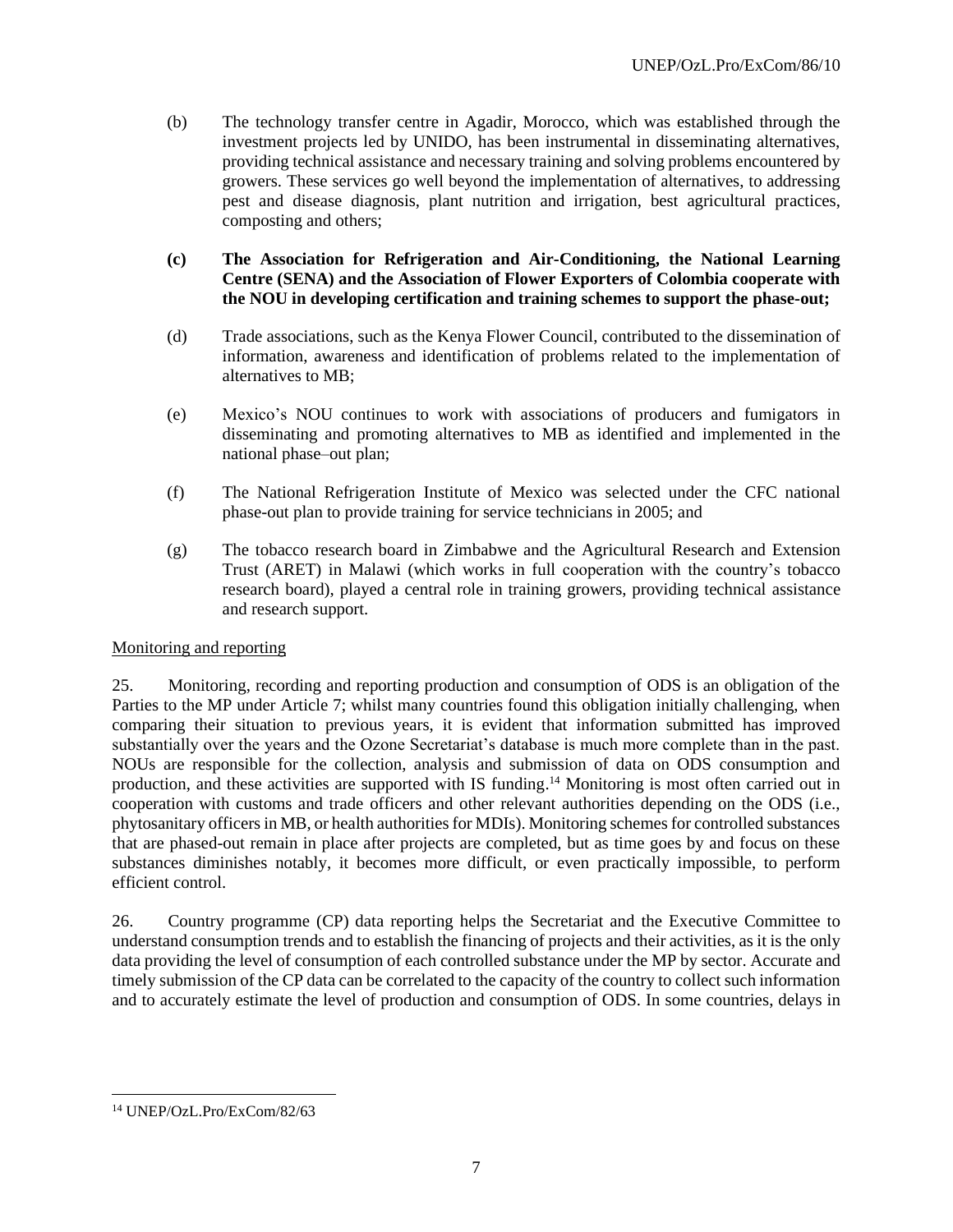(b) The technology transfer centre in Agadir, Morocco, which was established through the investment projects led by UNIDO, has been instrumental in disseminating alternatives, providing technical assistance and necessary training and solving problems encountered by growers. These services go well beyond the implementation of alternatives, to addressing pest and disease diagnosis, plant nutrition and irrigation, best agricultural practices, composting and others;

**(c) The Association for Refrigeration and Air-Conditioning, the National Learning Centre (SENA) and the Association of Flower Exporters of Colombia cooperate with the NOU in developing certification and training schemes to support the phase-out;**

(d) Trade associations, such as the Kenya Flower Council, contributed to the dissemination of information, awareness and identification of problems related to the implementation of alternatives to MB;

(e) Mexico's NOU continues to work with associations of producers and fumigators in disseminating and promoting alternatives to MB as identified and implemented in the national phase–out plan;

(f) The National Refrigeration Institute of Mexico was selected under the CFC national phase-out plan to provide training for service technicians in 2005; and

(g) The tobacco research board in Zimbabwe and the Agricultural Research and Extension Trust (ARET) in Malawi (which works in full cooperation with the country's tobacco research board), played a central role in training growers, providing technical assistance and research support.

Monitoring and reporting

25. Monitoring, recording and reporting production and consumption of ODS is an obligation of the Parties to the MP under Article 7; whilst many countries found this obligation initially challenging, when comparing their situation to previous years, it is evident that information submitted has improved substantially over the years and the Ozone Secretariat's database is much more complete than in the past. NOUs are responsible for the collection, analysis and submission of data on ODS consumption and production, and these activities are supported with IS funding.[14] Monitoring is most often carried out in cooperation with customs and trade officers and other relevant authorities depending on the ODS (i.e., phytosanitary officers in MB, or health authorities for MDIs). Monitoring schemes for controlled substances that are phased-out remain in place after projects are completed, but as time goes by and focus on these substances diminishes notably, it becomes more difficult, or even practically impossible, to perform efficient control.

26. Country programme (CP) data reporting helps the Secretariat and the Executive Committee to understand consumption trends and to establish the financing of projects and their activities, as it is the only data providing the level of consumption of each controlled substance under the MP by sector. Accurate and timely submission of the CP data can be correlated to the capacity of the country to collect such information and to accurately estimate the level of production and consumption of ODS. In some countries, delays in

[14] UNEP/OzL.Pro/ExCom/82/63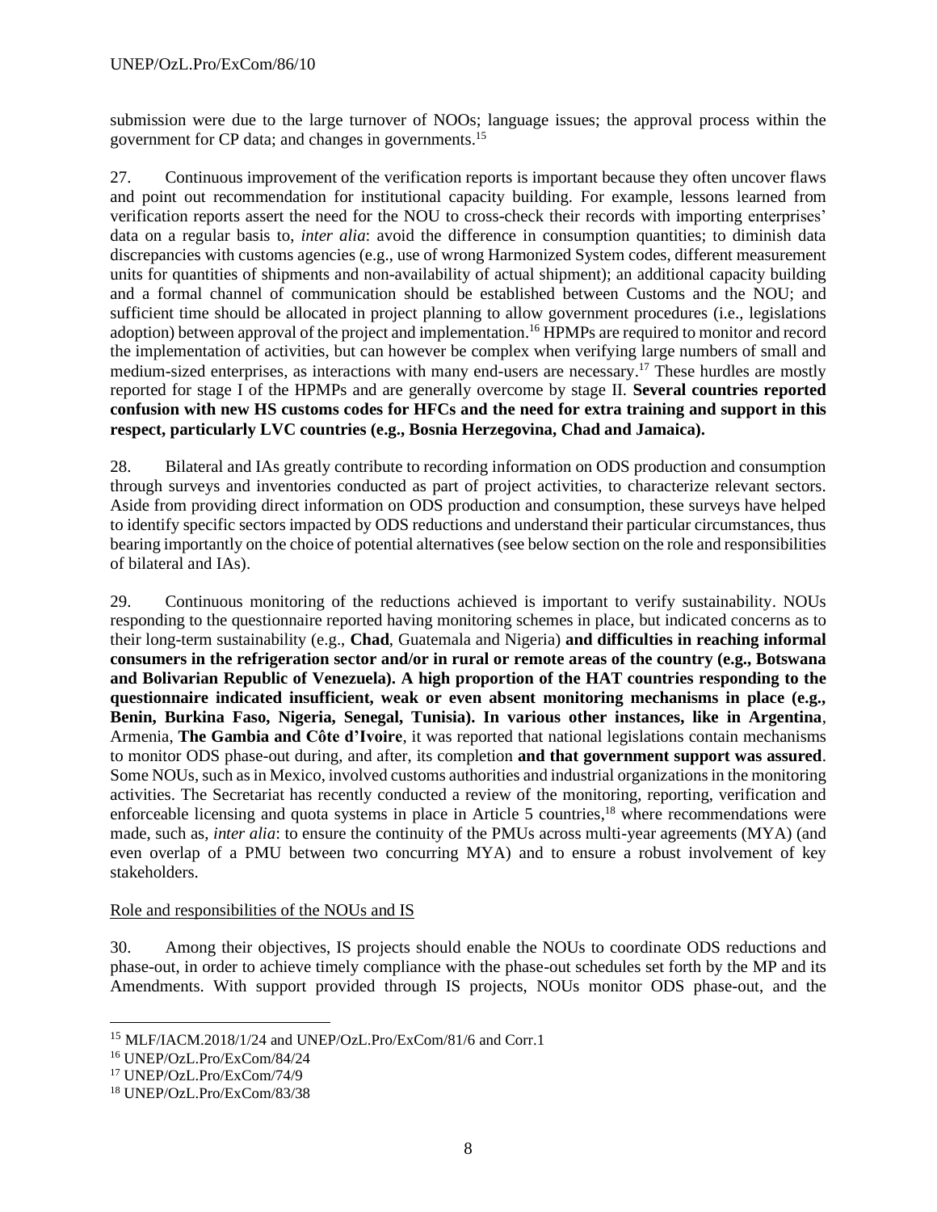submission were due to the large turnover of NOOs; language issues; the approval process within the government for CP data; and changes in governments.[15]

27. Continuous improvement of the verification reports is important because they often uncover flaws and point out recommendation for institutional capacity building. For example, lessons learned from verification reports assert the need for the NOU to cross-check their records with importing enterprises' data on a regular basis to, *inter alia*: avoid the difference in consumption quantities; to diminish data discrepancies with customs agencies (e.g., use of wrong Harmonized System codes, different measurement units for quantities of shipments and non-availability of actual shipment); an additional capacity building and a formal channel of communication should be established between Customs and the NOU; and sufficient time should be allocated in project planning to allow government procedures (i.e., legislations adoption) between approval of the project and implementation.[16] HPMPs are required to monitor and record the implementation of activities, but can however be complex when verifying large numbers of small and medium-sized enterprises, as interactions with many end-users are necessary.[17] These hurdles are mostly reported for stage I of the HPMPs and are generally overcome by stage II. **Several countries reported confusion with new HS customs codes for HFCs and the need for extra training and support in this respect, particularly LVC countries (e.g., Bosnia Herzegovina, Chad and Jamaica).**

28. Bilateral and IAs greatly contribute to recording information on ODS production and consumption through surveys and inventories conducted as part of project activities, to characterize relevant sectors. Aside from providing direct information on ODS production and consumption, these surveys have helped to identify specific sectors impacted by ODS reductions and understand their particular circumstances, thus bearing importantly on the choice of potential alternatives (see below section on the role and responsibilities of bilateral and IAs).

29. Continuous monitoring of the reductions achieved is important to verify sustainability. NOUs responding to the questionnaire reported having monitoring schemes in place, but indicated concerns as to their long-term sustainability (e.g., **Chad**, Guatemala and Nigeria) **and difficulties in reaching informal consumers in the refrigeration sector and/or in rural or remote areas of the country (e.g., Botswana and Bolivarian Republic of Venezuela). A high proportion of the HAT countries responding to the questionnaire indicated insufficient, weak or even absent monitoring mechanisms in place (e.g., Benin, Burkina Faso, Nigeria, Senegal, Tunisia). In various other instances, like in Argentina**, Armenia, **The Gambia and Côte d'Ivoire**, it was reported that national legislations contain mechanisms to monitor ODS phase-out during, and after, its completion **and that government support was assured**. Some NOUs, such as in Mexico, involved customs authorities and industrial organizations in the monitoring activities. The Secretariat has recently conducted a review of the monitoring, reporting, verification and enforceable licensing and quota systems in place in Article 5 countries,[18] where recommendations were made, such as, *inter alia*: to ensure the continuity of the PMUs across multi-year agreements (MYA) (and even overlap of a PMU between two concurring MYA) and to ensure a robust involvement of key stakeholders.

Role and responsibilities of the NOUs and IS

30. Among their objectives, IS projects should enable the NOUs to coordinate ODS reductions and phase-out, in order to achieve timely compliance with the phase-out schedules set forth by the MP and its Amendments. With support provided through IS projects, NOUs monitor ODS phase-out, and the

---

[15] MLF/IACM.2018/1/24 and UNEP/OzL.Pro/ExCom/81/6 and Corr.1

[16] UNEP/OzL.Pro/ExCom/84/24

[17] UNEP/OzL.Pro/ExCom/74/9

[18] UNEP/OzL.Pro/ExCom/83/38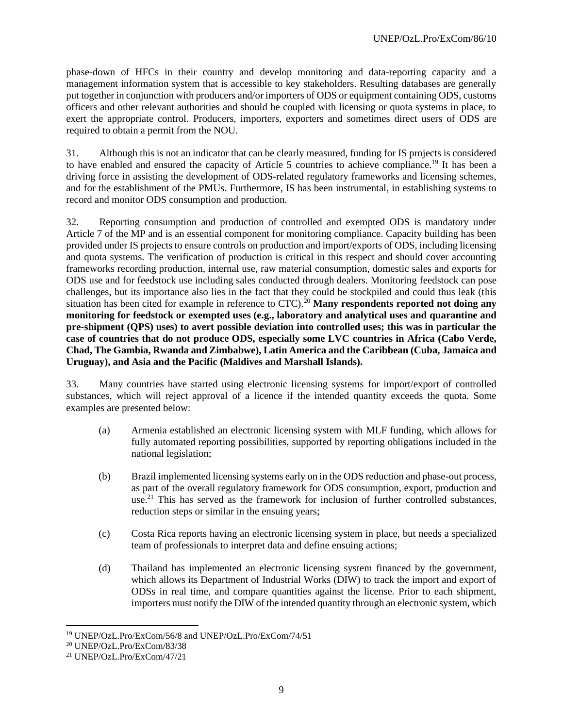phase-down of HFCs in their country and develop monitoring and data-reporting capacity and a management information system that is accessible to key stakeholders. Resulting databases are generally put together in conjunction with producers and/or importers of ODS or equipment containing ODS, customs officers and other relevant authorities and should be coupled with licensing or quota systems in place, to exert the appropriate control. Producers, importers, exporters and sometimes direct users of ODS are required to obtain a permit from the NOU.

31. Although this is not an indicator that can be clearly measured, funding for IS projects is considered to have enabled and ensured the capacity of Article 5 countries to achieve compliance.[19] It has been a driving force in assisting the development of ODS-related regulatory frameworks and licensing schemes, and for the establishment of the PMUs. Furthermore, IS has been instrumental, in establishing systems to record and monitor ODS consumption and production.

32. Reporting consumption and production of controlled and exempted ODS is mandatory under Article 7 of the MP and is an essential component for monitoring compliance. Capacity building has been provided under IS projects to ensure controls on production and import/exports of ODS, including licensing and quota systems. The verification of production is critical in this respect and should cover accounting frameworks recording production, internal use, raw material consumption, domestic sales and exports for ODS use and for feedstock use including sales conducted through dealers. Monitoring feedstock can pose challenges, but its importance also lies in the fact that they could be stockpiled and could thus leak (this situation has been cited for example in reference to CTC).[20] **Many respondents reported not doing any monitoring for feedstock or exempted uses (e.g., laboratory and analytical uses and quarantine and pre-shipment (QPS) uses) to avert possible deviation into controlled uses; this was in particular the case of countries that do not produce ODS, especially some LVC countries in Africa (Cabo Verde, Chad, The Gambia, Rwanda and Zimbabwe), Latin America and the Caribbean (Cuba, Jamaica and Uruguay), and Asia and the Pacific (Maldives and Marshall Islands).**

33. Many countries have started using electronic licensing systems for import/export of controlled substances, which will reject approval of a licence if the intended quantity exceeds the quota. Some examples are presented below:

(a) Armenia established an electronic licensing system with MLF funding, which allows for fully automated reporting possibilities, supported by reporting obligations included in the national legislation;

(b) Brazil implemented licensing systems early on in the ODS reduction and phase-out process, as part of the overall regulatory framework for ODS consumption, export, production and use.[21] This has served as the framework for inclusion of further controlled substances, reduction steps or similar in the ensuing years;

(c) Costa Rica reports having an electronic licensing system in place, but needs a specialized team of professionals to interpret data and define ensuing actions;

(d) Thailand has implemented an electronic licensing system financed by the government, which allows its Department of Industrial Works (DIW) to track the import and export of ODSs in real time, and compare quantities against the license. Prior to each shipment, importers must notify the DIW of the intended quantity through an electronic system, which

---

[19] UNEP/OzL.Pro/ExCom/56/8 and UNEP/OzL.Pro/ExCom/74/51

[20] UNEP/OzL.Pro/ExCom/83/38

[21] UNEP/OzL.Pro/ExCom/47/21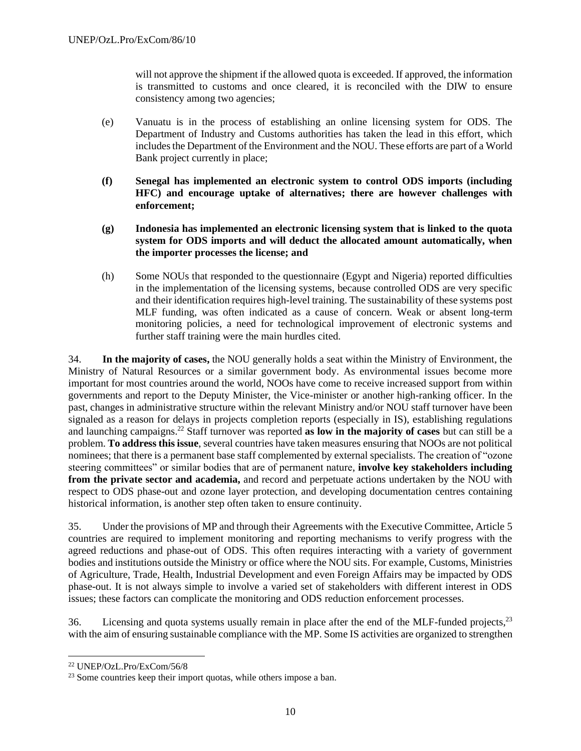will not approve the shipment if the allowed quota is exceeded. If approved, the information is transmitted to customs and once cleared, it is reconciled with the DIW to ensure consistency among two agencies;

(e) Vanuatu is in the process of establishing an online licensing system for ODS. The Department of Industry and Customs authorities has taken the lead in this effort, which includes the Department of the Environment and the NOU. These efforts are part of a World Bank project currently in place;

**(f) Senegal has implemented an electronic system to control ODS imports (including HFC) and encourage uptake of alternatives; there are however challenges with enforcement;**

**(g) Indonesia has implemented an electronic licensing system that is linked to the quota system for ODS imports and will deduct the allocated amount automatically, when the importer processes the license; and**

(h) Some NOUs that responded to the questionnaire (Egypt and Nigeria) reported difficulties in the implementation of the licensing systems, because controlled ODS are very specific and their identification requires high-level training. The sustainability of these systems post MLF funding, was often indicated as a cause of concern. Weak or absent long-term monitoring policies, a need for technological improvement of electronic systems and further staff training were the main hurdles cited.

34. **In the majority of cases,** the NOU generally holds a seat within the Ministry of Environment, the Ministry of Natural Resources or a similar government body. As environmental issues become more important for most countries around the world, NOOs have come to receive increased support from within governments and report to the Deputy Minister, the Vice-minister or another high-ranking officer. In the past, changes in administrative structure within the relevant Ministry and/or NOU staff turnover have been signaled as a reason for delays in projects completion reports (especially in IS), establishing regulations and launching campaigns.[22] Staff turnover was reported **as low in the majority of cases** but can still be a problem. **To address this issue**, several countries have taken measures ensuring that NOOs are not political nominees; that there is a permanent base staff complemented by external specialists. The creation of "ozone steering committees" or similar bodies that are of permanent nature, **involve key stakeholders including from the private sector and academia,** and record and perpetuate actions undertaken by the NOU with respect to ODS phase-out and ozone layer protection, and developing documentation centres containing historical information, is another step often taken to ensure continuity.

35. Under the provisions of MP and through their Agreements with the Executive Committee, Article 5 countries are required to implement monitoring and reporting mechanisms to verify progress with the agreed reductions and phase-out of ODS. This often requires interacting with a variety of government bodies and institutions outside the Ministry or office where the NOU sits. For example, Customs, Ministries of Agriculture, Trade, Health, Industrial Development and even Foreign Affairs may be impacted by ODS phase-out. It is not always simple to involve a varied set of stakeholders with different interest in ODS issues; these factors can complicate the monitoring and ODS reduction enforcement processes.

36. Licensing and quota systems usually remain in place after the end of the MLF-funded projects,[23] with the aim of ensuring sustainable compliance with the MP. Some IS activities are organized to strengthen

---

[22] UNEP/OzL.Pro/ExCom/56/8

[23] Some countries keep their import quotas, while others impose a ban.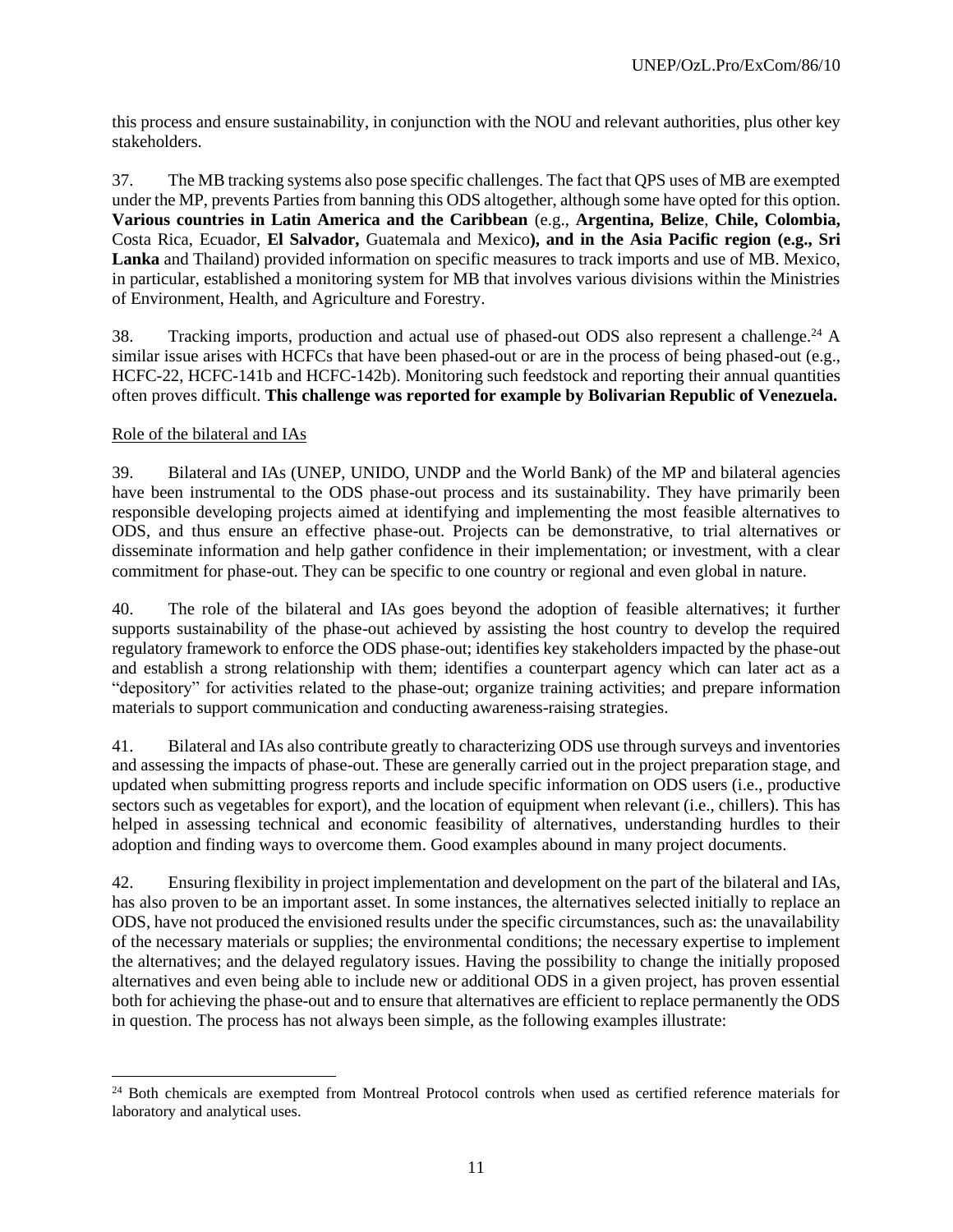this process and ensure sustainability, in conjunction with the NOU and relevant authorities, plus other key stakeholders.

37. The MB tracking systems also pose specific challenges. The fact that QPS uses of MB are exempted under the MP, prevents Parties from banning this ODS altogether, although some have opted for this option. **Various countries in Latin America and the Caribbean** (e.g., **Argentina, Belize**, **Chile, Colombia,** Costa Rica, Ecuador, **El Salvador,** Guatemala and Mexico**), and in the Asia Pacific region (e.g., Sri Lanka** and Thailand) provided information on specific measures to track imports and use of MB. Mexico, in particular, established a monitoring system for MB that involves various divisions within the Ministries of Environment, Health, and Agriculture and Forestry.

38. Tracking imports, production and actual use of phased-out ODS also represent a challenge.[24] A similar issue arises with HCFCs that have been phased-out or are in the process of being phased-out (e.g., HCFC-22, HCFC-141b and HCFC-142b). Monitoring such feedstock and reporting their annual quantities often proves difficult. **This challenge was reported for example by Bolivarian Republic of Venezuela.**

Role of the bilateral and IAs

39. Bilateral and IAs (UNEP, UNIDO, UNDP and the World Bank) of the MP and bilateral agencies have been instrumental to the ODS phase-out process and its sustainability. They have primarily been responsible developing projects aimed at identifying and implementing the most feasible alternatives to ODS, and thus ensure an effective phase-out. Projects can be demonstrative, to trial alternatives or disseminate information and help gather confidence in their implementation; or investment, with a clear commitment for phase-out. They can be specific to one country or regional and even global in nature.

40. The role of the bilateral and IAs goes beyond the adoption of feasible alternatives; it further supports sustainability of the phase-out achieved by assisting the host country to develop the required regulatory framework to enforce the ODS phase-out; identifies key stakeholders impacted by the phase-out and establish a strong relationship with them; identifies a counterpart agency which can later act as a "depository" for activities related to the phase-out; organize training activities; and prepare information materials to support communication and conducting awareness-raising strategies.

41. Bilateral and IAs also contribute greatly to characterizing ODS use through surveys and inventories and assessing the impacts of phase-out. These are generally carried out in the project preparation stage, and updated when submitting progress reports and include specific information on ODS users (i.e., productive sectors such as vegetables for export), and the location of equipment when relevant (i.e., chillers). This has helped in assessing technical and economic feasibility of alternatives, understanding hurdles to their adoption and finding ways to overcome them. Good examples abound in many project documents.

42. Ensuring flexibility in project implementation and development on the part of the bilateral and IAs, has also proven to be an important asset. In some instances, the alternatives selected initially to replace an ODS, have not produced the envisioned results under the specific circumstances, such as: the unavailability of the necessary materials or supplies; the environmental conditions; the necessary expertise to implement the alternatives; and the delayed regulatory issues. Having the possibility to change the initially proposed alternatives and even being able to include new or additional ODS in a given project, has proven essential both for achieving the phase-out and to ensure that alternatives are efficient to replace permanently the ODS in question. The process has not always been simple, as the following examples illustrate:

[24] Both chemicals are exempted from Montreal Protocol controls when used as certified reference materials for laboratory and analytical uses.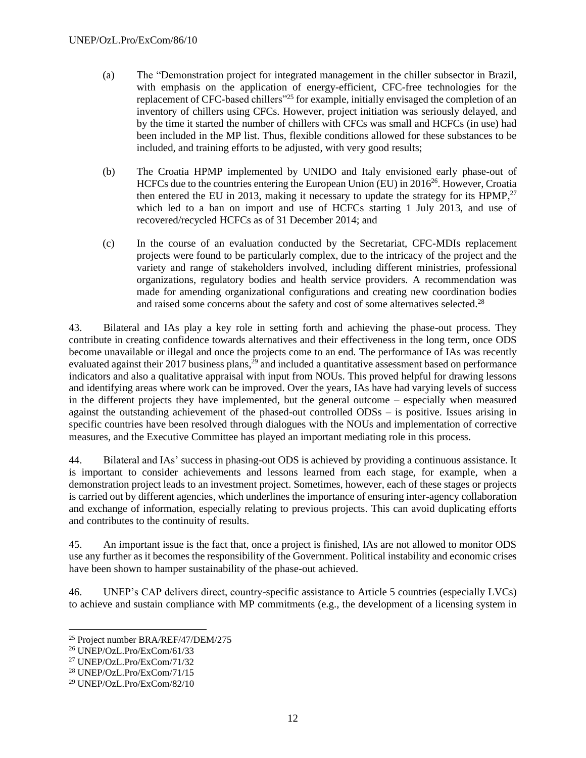(a) The "Demonstration project for integrated management in the chiller subsector in Brazil, with emphasis on the application of energy-efficient, CFC-free technologies for the replacement of CFC-based chillers"[25] for example, initially envisaged the completion of an inventory of chillers using CFCs. However, project initiation was seriously delayed, and by the time it started the number of chillers with CFCs was small and HCFCs (in use) had been included in the MP list. Thus, flexible conditions allowed for these substances to be included, and training efforts to be adjusted, with very good results;

(b) The Croatia HPMP implemented by UNIDO and Italy envisioned early phase-out of HCFCs due to the countries entering the European Union (EU) in 2016[26]. However, Croatia then entered the EU in 2013, making it necessary to update the strategy for its HPMP,[27] which led to a ban on import and use of HCFCs starting 1 July 2013, and use of recovered/recycled HCFCs as of 31 December 2014; and

(c) In the course of an evaluation conducted by the Secretariat, CFC-MDIs replacement projects were found to be particularly complex, due to the intricacy of the project and the variety and range of stakeholders involved, including different ministries, professional organizations, regulatory bodies and health service providers. A recommendation was made for amending organizational configurations and creating new coordination bodies and raised some concerns about the safety and cost of some alternatives selected.[28]

43. Bilateral and IAs play a key role in setting forth and achieving the phase-out process. They contribute in creating confidence towards alternatives and their effectiveness in the long term, once ODS become unavailable or illegal and once the projects come to an end. The performance of IAs was recently evaluated against their 2017 business plans,[29] and included a quantitative assessment based on performance indicators and also a qualitative appraisal with input from NOUs. This proved helpful for drawing lessons and identifying areas where work can be improved. Over the years, IAs have had varying levels of success in the different projects they have implemented, but the general outcome – especially when measured against the outstanding achievement of the phased-out controlled ODSs – is positive. Issues arising in specific countries have been resolved through dialogues with the NOUs and implementation of corrective measures, and the Executive Committee has played an important mediating role in this process.

44. Bilateral and IAs' success in phasing-out ODS is achieved by providing a continuous assistance. It is important to consider achievements and lessons learned from each stage, for example, when a demonstration project leads to an investment project. Sometimes, however, each of these stages or projects is carried out by different agencies, which underlines the importance of ensuring inter-agency collaboration and exchange of information, especially relating to previous projects. This can avoid duplicating efforts and contributes to the continuity of results.

45. An important issue is the fact that, once a project is finished, IAs are not allowed to monitor ODS use any further as it becomes the responsibility of the Government. Political instability and economic crises have been shown to hamper sustainability of the phase-out achieved.

46. UNEP's CAP delivers direct, country-specific assistance to Article 5 countries (especially LVCs) to achieve and sustain compliance with MP commitments (e.g., the development of a licensing system in

---

[25] Project number BRA/REF/47/DEM/275

[26] UNEP/OzL.Pro/ExCom/61/33

[27] UNEP/OzL.Pro/ExCom/71/32

[28] UNEP/OzL.Pro/ExCom/71/15

[29] UNEP/OzL.Pro/ExCom/82/10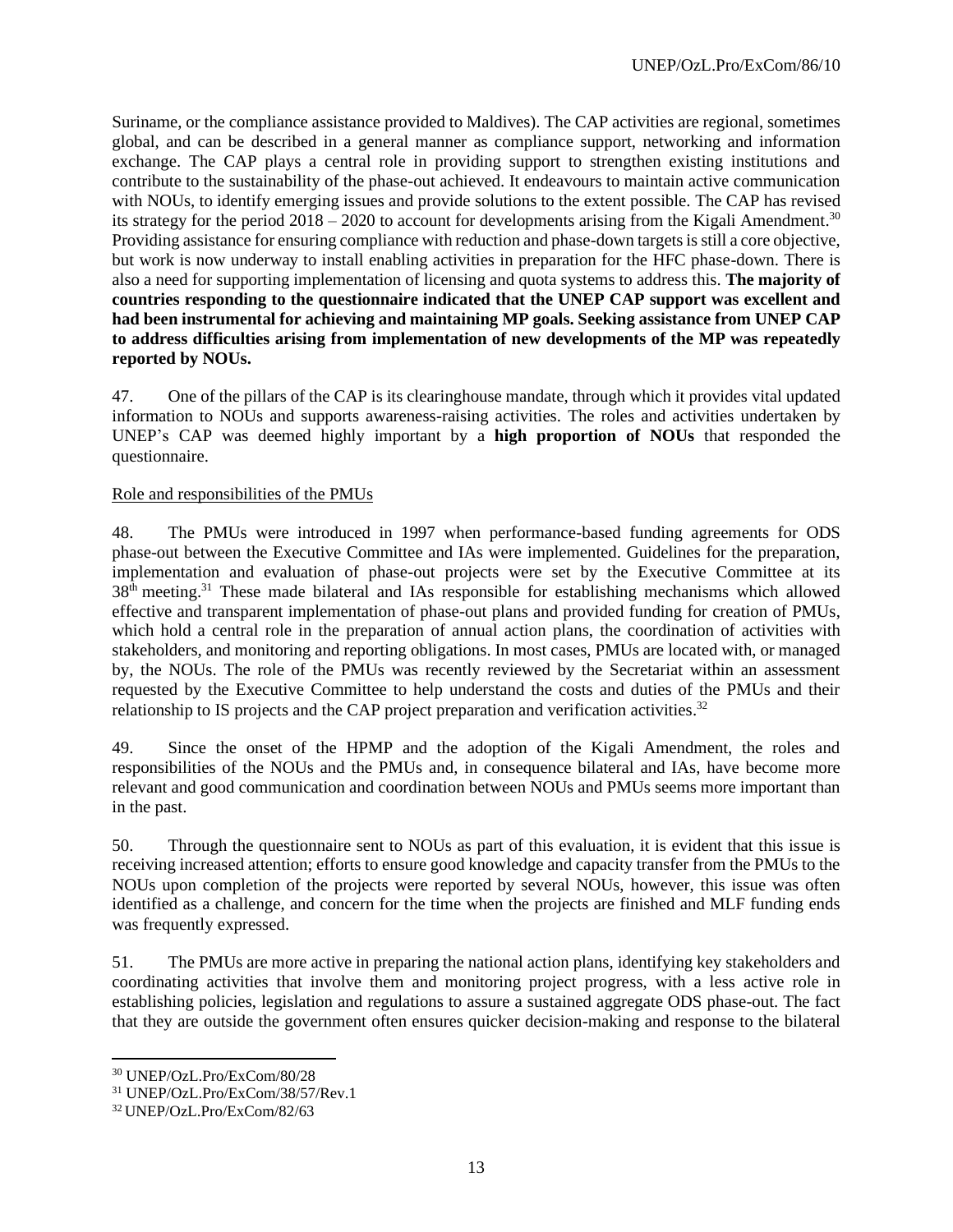Suriname, or the compliance assistance provided to Maldives). The CAP activities are regional, sometimes global, and can be described in a general manner as compliance support, networking and information exchange. The CAP plays a central role in providing support to strengthen existing institutions and contribute to the sustainability of the phase-out achieved. It endeavours to maintain active communication with NOUs, to identify emerging issues and provide solutions to the extent possible. The CAP has revised its strategy for the period 2018 – 2020 to account for developments arising from the Kigali Amendment.[30] Providing assistance for ensuring compliance with reduction and phase-down targets is still a core objective, but work is now underway to install enabling activities in preparation for the HFC phase-down. There is also a need for supporting implementation of licensing and quota systems to address this. **The majority of countries responding to the questionnaire indicated that the UNEP CAP support was excellent and had been instrumental for achieving and maintaining MP goals. Seeking assistance from UNEP CAP to address difficulties arising from implementation of new developments of the MP was repeatedly reported by NOUs.**

47. One of the pillars of the CAP is its clearinghouse mandate, through which it provides vital updated information to NOUs and supports awareness-raising activities. The roles and activities undertaken by UNEP's CAP was deemed highly important by a **high proportion of NOUs** that responded the questionnaire.

Role and responsibilities of the PMUs

48. The PMUs were introduced in 1997 when performance-based funding agreements for ODS phase-out between the Executive Committee and IAs were implemented. Guidelines for the preparation, implementation and evaluation of phase-out projects were set by the Executive Committee at its 38th meeting.[31] These made bilateral and IAs responsible for establishing mechanisms which allowed effective and transparent implementation of phase-out plans and provided funding for creation of PMUs, which hold a central role in the preparation of annual action plans, the coordination of activities with stakeholders, and monitoring and reporting obligations. In most cases, PMUs are located with, or managed by, the NOUs. The role of the PMUs was recently reviewed by the Secretariat within an assessment requested by the Executive Committee to help understand the costs and duties of the PMUs and their relationship to IS projects and the CAP project preparation and verification activities.[32]

49. Since the onset of the HPMP and the adoption of the Kigali Amendment, the roles and responsibilities of the NOUs and the PMUs and, in consequence bilateral and IAs, have become more relevant and good communication and coordination between NOUs and PMUs seems more important than in the past.

50. Through the questionnaire sent to NOUs as part of this evaluation, it is evident that this issue is receiving increased attention; efforts to ensure good knowledge and capacity transfer from the PMUs to the NOUs upon completion of the projects were reported by several NOUs, however, this issue was often identified as a challenge, and concern for the time when the projects are finished and MLF funding ends was frequently expressed.

51. The PMUs are more active in preparing the national action plans, identifying key stakeholders and coordinating activities that involve them and monitoring project progress, with a less active role in establishing policies, legislation and regulations to assure a sustained aggregate ODS phase-out. The fact that they are outside the government often ensures quicker decision-making and response to the bilateral

[30] UNEP/OzL.Pro/ExCom/80/28

[31] UNEP/OzL.Pro/ExCom/38/57/Rev.1

[32] UNEP/OzL.Pro/ExCom/82/63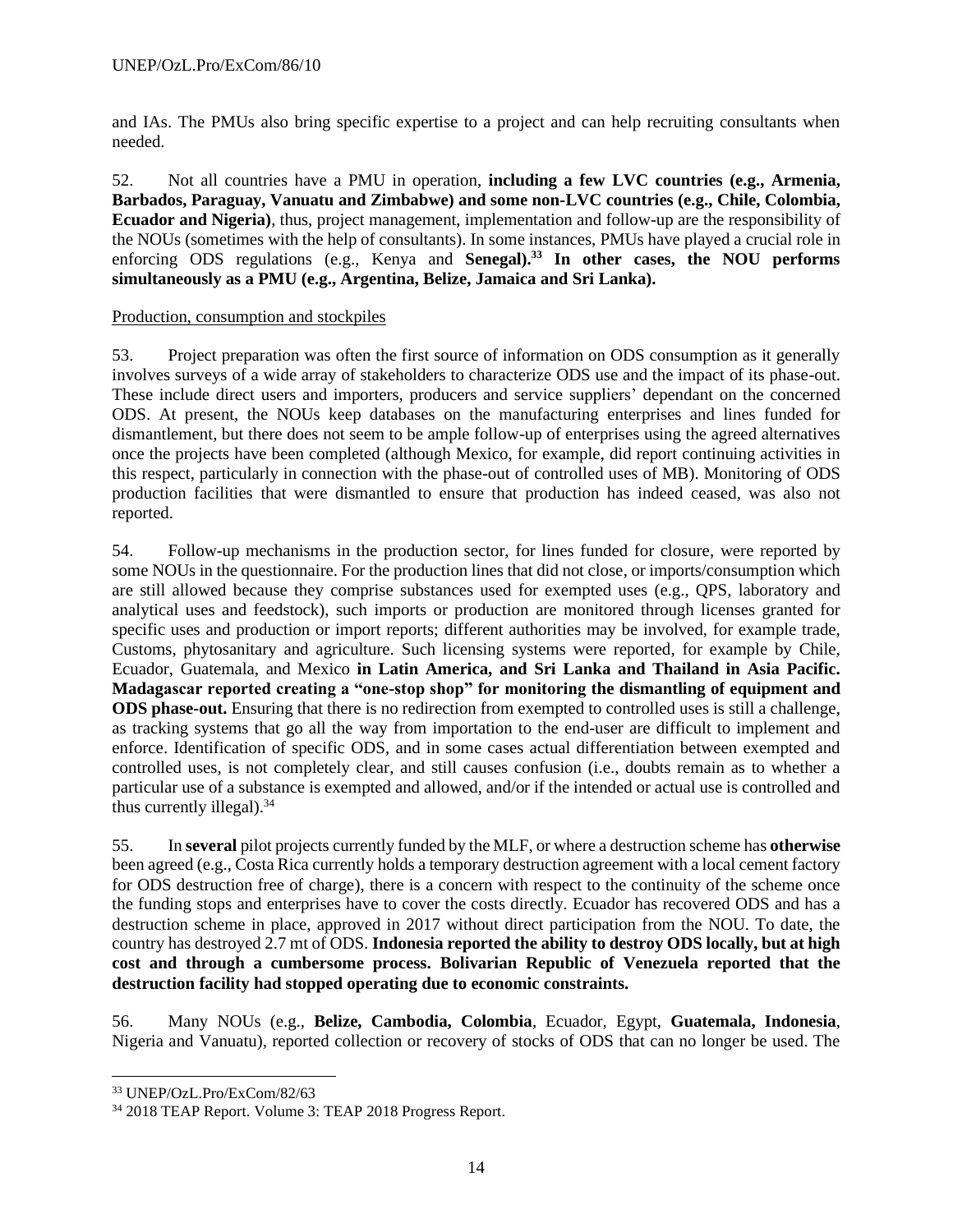and IAs. The PMUs also bring specific expertise to a project and can help recruiting consultants when needed.

52. Not all countries have a PMU in operation, **including a few LVC countries (e.g., Armenia, Barbados, Paraguay, Vanuatu and Zimbabwe) and some non-LVC countries (e.g., Chile, Colombia, Ecuador and Nigeria)**, thus, project management, implementation and follow-up are the responsibility of the NOUs (sometimes with the help of consultants). In some instances, PMUs have played a crucial role in enforcing ODS regulations (e.g., Kenya and **Senegal).[33] In other cases, the NOU performs simultaneously as a PMU (e.g., Argentina, Belize, Jamaica and Sri Lanka).**

Production, consumption and stockpiles

53. Project preparation was often the first source of information on ODS consumption as it generally involves surveys of a wide array of stakeholders to characterize ODS use and the impact of its phase-out. These include direct users and importers, producers and service suppliers' dependant on the concerned ODS. At present, the NOUs keep databases on the manufacturing enterprises and lines funded for dismantlement, but there does not seem to be ample follow-up of enterprises using the agreed alternatives once the projects have been completed (although Mexico, for example, did report continuing activities in this respect, particularly in connection with the phase-out of controlled uses of MB). Monitoring of ODS production facilities that were dismantled to ensure that production has indeed ceased, was also not reported.

54. Follow-up mechanisms in the production sector, for lines funded for closure, were reported by some NOUs in the questionnaire. For the production lines that did not close, or imports/consumption which are still allowed because they comprise substances used for exempted uses (e.g., QPS, laboratory and analytical uses and feedstock), such imports or production are monitored through licenses granted for specific uses and production or import reports; different authorities may be involved, for example trade, Customs, phytosanitary and agriculture. Such licensing systems were reported, for example by Chile, Ecuador, Guatemala, and Mexico **in Latin America, and Sri Lanka and Thailand in Asia Pacific. Madagascar reported creating a "one-stop shop" for monitoring the dismantling of equipment and ODS phase-out.** Ensuring that there is no redirection from exempted to controlled uses is still a challenge, as tracking systems that go all the way from importation to the end-user are difficult to implement and enforce. Identification of specific ODS, and in some cases actual differentiation between exempted and controlled uses, is not completely clear, and still causes confusion (i.e., doubts remain as to whether a particular use of a substance is exempted and allowed, and/or if the intended or actual use is controlled and thus currently illegal).[34]

55. In **several** pilot projects currently funded by the MLF, or where a destruction scheme has **otherwise** been agreed (e.g., Costa Rica currently holds a temporary destruction agreement with a local cement factory for ODS destruction free of charge), there is a concern with respect to the continuity of the scheme once the funding stops and enterprises have to cover the costs directly. Ecuador has recovered ODS and has a destruction scheme in place, approved in 2017 without direct participation from the NOU. To date, the country has destroyed 2.7 mt of ODS. **Indonesia reported the ability to destroy ODS locally, but at high cost and through a cumbersome process. Bolivarian Republic of Venezuela reported that the destruction facility had stopped operating due to economic constraints.**

56. Many NOUs (e.g., **Belize, Cambodia, Colombia**, Ecuador, Egypt, **Guatemala, Indonesia**, Nigeria and Vanuatu), reported collection or recovery of stocks of ODS that can no longer be used. The

---

[33] UNEP/OzL.Pro/ExCom/82/63

[34] 2018 TEAP Report. Volume 3: TEAP 2018 Progress Report.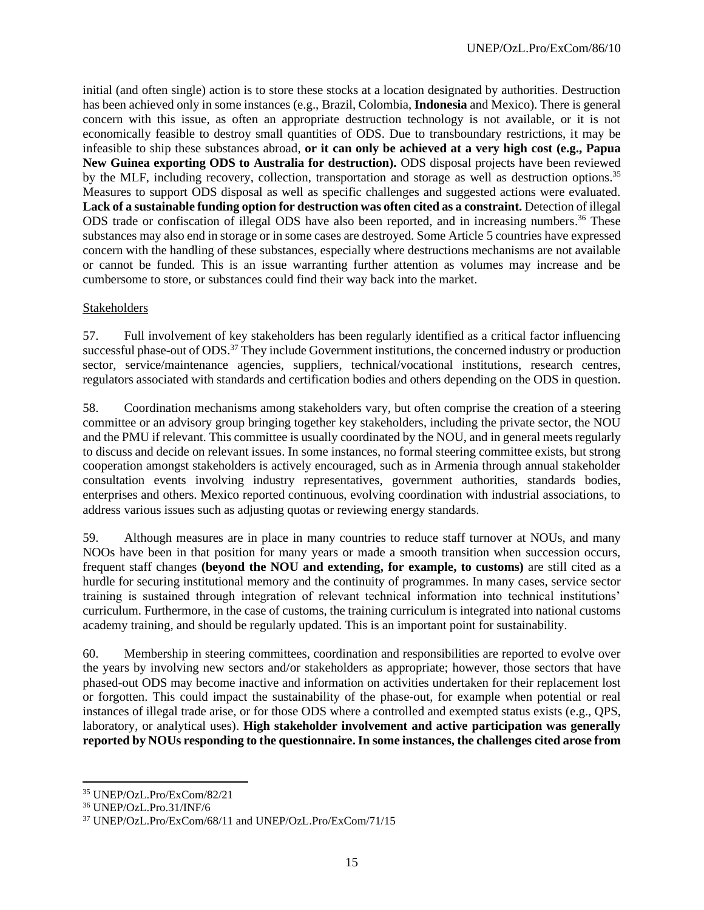initial (and often single) action is to store these stocks at a location designated by authorities. Destruction has been achieved only in some instances (e.g., Brazil, Colombia, **Indonesia** and Mexico). There is general concern with this issue, as often an appropriate destruction technology is not available, or it is not economically feasible to destroy small quantities of ODS. Due to transboundary restrictions, it may be infeasible to ship these substances abroad, **or it can only be achieved at a very high cost (e.g., Papua New Guinea exporting ODS to Australia for destruction).** ODS disposal projects have been reviewed by the MLF, including recovery, collection, transportation and storage as well as destruction options.[35] Measures to support ODS disposal as well as specific challenges and suggested actions were evaluated. **Lack of a sustainable funding option for destruction was often cited as a constraint.** Detection of illegal ODS trade or confiscation of illegal ODS have also been reported, and in increasing numbers.[36] These substances may also end in storage or in some cases are destroyed. Some Article 5 countries have expressed concern with the handling of these substances, especially where destructions mechanisms are not available or cannot be funded. This is an issue warranting further attention as volumes may increase and be cumbersome to store, or substances could find their way back into the market.

<u>Stakeholders</u>

57. Full involvement of key stakeholders has been regularly identified as a critical factor influencing successful phase-out of ODS.[37] They include Government institutions, the concerned industry or production sector, service/maintenance agencies, suppliers, technical/vocational institutions, research centres, regulators associated with standards and certification bodies and others depending on the ODS in question.

58. Coordination mechanisms among stakeholders vary, but often comprise the creation of a steering committee or an advisory group bringing together key stakeholders, including the private sector, the NOU and the PMU if relevant. This committee is usually coordinated by the NOU, and in general meets regularly to discuss and decide on relevant issues. In some instances, no formal steering committee exists, but strong cooperation amongst stakeholders is actively encouraged, such as in Armenia through annual stakeholder consultation events involving industry representatives, government authorities, standards bodies, enterprises and others. Mexico reported continuous, evolving coordination with industrial associations, to address various issues such as adjusting quotas or reviewing energy standards.

59. Although measures are in place in many countries to reduce staff turnover at NOUs, and many NOOs have been in that position for many years or made a smooth transition when succession occurs, frequent staff changes **(beyond the NOU and extending, for example, to customs)** are still cited as a hurdle for securing institutional memory and the continuity of programmes. In many cases, service sector training is sustained through integration of relevant technical information into technical institutions' curriculum. Furthermore, in the case of customs, the training curriculum is integrated into national customs academy training, and should be regularly updated. This is an important point for sustainability.

60. Membership in steering committees, coordination and responsibilities are reported to evolve over the years by involving new sectors and/or stakeholders as appropriate; however, those sectors that have phased-out ODS may become inactive and information on activities undertaken for their replacement lost or forgotten. This could impact the sustainability of the phase-out, for example when potential or real instances of illegal trade arise, or for those ODS where a controlled and exempted status exists (e.g., QPS, laboratory, or analytical uses). **High stakeholder involvement and active participation was generally reported by NOUs responding to the questionnaire. In some instances, the challenges cited arose from**

---

[35] UNEP/OzL.Pro/ExCom/82/21

[36] UNEP/OzL.Pro.31/INF/6

[37] UNEP/OzL.Pro/ExCom/68/11 and UNEP/OzL.Pro/ExCom/71/15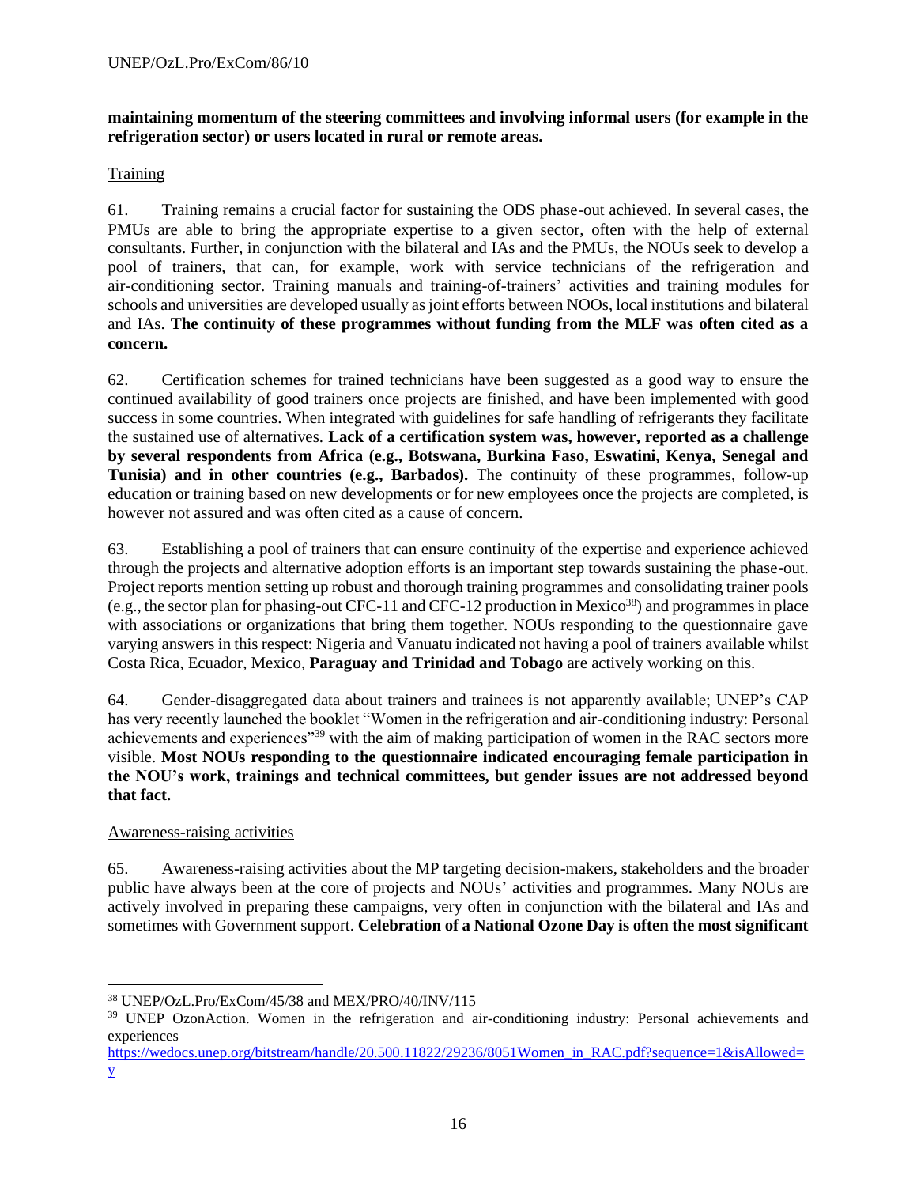**maintaining momentum of the steering committees and involving informal users (for example in the refrigeration sector) or users located in rural or remote areas.**

Training

61. Training remains a crucial factor for sustaining the ODS phase-out achieved. In several cases, the PMUs are able to bring the appropriate expertise to a given sector, often with the help of external consultants. Further, in conjunction with the bilateral and IAs and the PMUs, the NOUs seek to develop a pool of trainers, that can, for example, work with service technicians of the refrigeration and air-conditioning sector. Training manuals and training-of-trainers' activities and training modules for schools and universities are developed usually as joint efforts between NOOs, local institutions and bilateral and IAs. **The continuity of these programmes without funding from the MLF was often cited as a concern.**

62. Certification schemes for trained technicians have been suggested as a good way to ensure the continued availability of good trainers once projects are finished, and have been implemented with good success in some countries. When integrated with guidelines for safe handling of refrigerants they facilitate the sustained use of alternatives. **Lack of a certification system was, however, reported as a challenge by several respondents from Africa (e.g., Botswana, Burkina Faso, Eswatini, Kenya, Senegal and Tunisia) and in other countries (e.g., Barbados).** The continuity of these programmes, follow-up education or training based on new developments or for new employees once the projects are completed, is however not assured and was often cited as a cause of concern.

63. Establishing a pool of trainers that can ensure continuity of the expertise and experience achieved through the projects and alternative adoption efforts is an important step towards sustaining the phase-out. Project reports mention setting up robust and thorough training programmes and consolidating trainer pools (e.g., the sector plan for phasing-out CFC-11 and CFC-12 production in Mexico[38]) and programmes in place with associations or organizations that bring them together. NOUs responding to the questionnaire gave varying answers in this respect: Nigeria and Vanuatu indicated not having a pool of trainers available whilst Costa Rica, Ecuador, Mexico, **Paraguay and Trinidad and Tobago** are actively working on this.

64. Gender-disaggregated data about trainers and trainees is not apparently available; UNEP's CAP has very recently launched the booklet "Women in the refrigeration and air-conditioning industry: Personal achievements and experiences"[39] with the aim of making participation of women in the RAC sectors more visible. **Most NOUs responding to the questionnaire indicated encouraging female participation in the NOU's work, trainings and technical committees, but gender issues are not addressed beyond that fact.**

Awareness-raising activities

65. Awareness-raising activities about the MP targeting decision-makers, stakeholders and the broader public have always been at the core of projects and NOUs' activities and programmes. Many NOUs are actively involved in preparing these campaigns, very often in conjunction with the bilateral and IAs and sometimes with Government support. **Celebration of a National Ozone Day is often the most significant**

---

[38] UNEP/OzL.Pro/ExCom/45/38 and MEX/PRO/40/INV/115

[39] UNEP OzonAction. Women in the refrigeration and air-conditioning industry: Personal achievements and experiences https://wedocs.unep.org/bitstream/handle/20.500.11822/29236/8051Women_in_RAC.pdf?sequence=1&isAllowed=y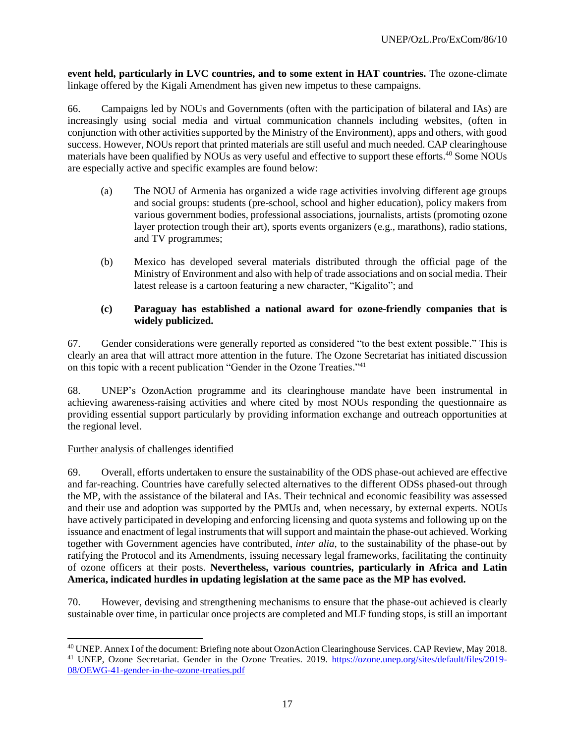**event held, particularly in LVC countries, and to some extent in HAT countries.** The ozone-climate linkage offered by the Kigali Amendment has given new impetus to these campaigns.

66. Campaigns led by NOUs and Governments (often with the participation of bilateral and IAs) are increasingly using social media and virtual communication channels including websites, (often in conjunction with other activities supported by the Ministry of the Environment), apps and others, with good success. However, NOUs report that printed materials are still useful and much needed. CAP clearinghouse materials have been qualified by NOUs as very useful and effective to support these efforts.[40] Some NOUs are especially active and specific examples are found below:

(a) The NOU of Armenia has organized a wide rage activities involving different age groups and social groups: students (pre-school, school and higher education), policy makers from various government bodies, professional associations, journalists, artists (promoting ozone layer protection trough their art), sports events organizers (e.g., marathons), radio stations, and TV programmes;

(b) Mexico has developed several materials distributed through the official page of the Ministry of Environment and also with help of trade associations and on social media. Their latest release is a cartoon featuring a new character, "Kigalito"; and

**(c) Paraguay has established a national award for ozone-friendly companies that is widely publicized.**

67. Gender considerations were generally reported as considered "to the best extent possible." This is clearly an area that will attract more attention in the future. The Ozone Secretariat has initiated discussion on this topic with a recent publication "Gender in the Ozone Treaties."[41]

68. UNEP's OzonAction programme and its clearinghouse mandate have been instrumental in achieving awareness-raising activities and where cited by most NOUs responding the questionnaire as providing essential support particularly by providing information exchange and outreach opportunities at the regional level.

Further analysis of challenges identified

69. Overall, efforts undertaken to ensure the sustainability of the ODS phase-out achieved are effective and far-reaching. Countries have carefully selected alternatives to the different ODSs phased-out through the MP, with the assistance of the bilateral and IAs. Their technical and economic feasibility was assessed and their use and adoption was supported by the PMUs and, when necessary, by external experts. NOUs have actively participated in developing and enforcing licensing and quota systems and following up on the issuance and enactment of legal instruments that will support and maintain the phase-out achieved. Working together with Government agencies have contributed, *inter alia*, to the sustainability of the phase-out by ratifying the Protocol and its Amendments, issuing necessary legal frameworks, facilitating the continuity of ozone officers at their posts. **Nevertheless, various countries, particularly in Africa and Latin America, indicated hurdles in updating legislation at the same pace as the MP has evolved.**

70. However, devising and strengthening mechanisms to ensure that the phase-out achieved is clearly sustainable over time, in particular once projects are completed and MLF funding stops, is still an important

---

[40] UNEP. Annex I of the document: Briefing note about OzonAction Clearinghouse Services. CAP Review, May 2018.

[41] UNEP, Ozone Secretariat. Gender in the Ozone Treaties. 2019. https://ozone.unep.org/sites/default/files/2019-08/OEWG-41-gender-in-the-ozone-treaties.pdf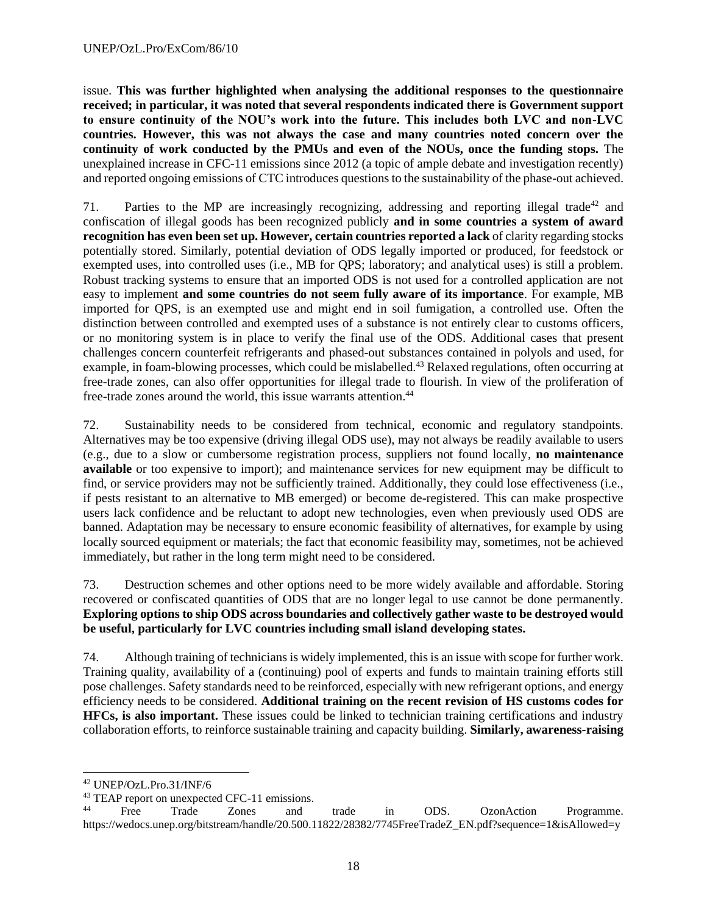issue. **This was further highlighted when analysing the additional responses to the questionnaire received; in particular, it was noted that several respondents indicated there is Government support to ensure continuity of the NOU's work into the future. This includes both LVC and non-LVC countries. However, this was not always the case and many countries noted concern over the continuity of work conducted by the PMUs and even of the NOUs, once the funding stops.** The unexplained increase in CFC-11 emissions since 2012 (a topic of ample debate and investigation recently) and reported ongoing emissions of CTC introduces questions to the sustainability of the phase-out achieved.

71. Parties to the MP are increasingly recognizing, addressing and reporting illegal trade[42] and confiscation of illegal goods has been recognized publicly **and in some countries a system of award recognition has even been set up. However, certain countries reported a lack** of clarity regarding stocks potentially stored. Similarly, potential deviation of ODS legally imported or produced, for feedstock or exempted uses, into controlled uses (i.e., MB for QPS; laboratory; and analytical uses) is still a problem. Robust tracking systems to ensure that an imported ODS is not used for a controlled application are not easy to implement **and some countries do not seem fully aware of its importance**. For example, MB imported for QPS, is an exempted use and might end in soil fumigation, a controlled use. Often the distinction between controlled and exempted uses of a substance is not entirely clear to customs officers, or no monitoring system is in place to verify the final use of the ODS. Additional cases that present challenges concern counterfeit refrigerants and phased-out substances contained in polyols and used, for example, in foam-blowing processes, which could be mislabelled.[43] Relaxed regulations, often occurring at free-trade zones, can also offer opportunities for illegal trade to flourish. In view of the proliferation of free-trade zones around the world, this issue warrants attention.[44]

72. Sustainability needs to be considered from technical, economic and regulatory standpoints. Alternatives may be too expensive (driving illegal ODS use), may not always be readily available to users (e.g., due to a slow or cumbersome registration process, suppliers not found locally, **no maintenance available** or too expensive to import); and maintenance services for new equipment may be difficult to find, or service providers may not be sufficiently trained. Additionally, they could lose effectiveness (i.e., if pests resistant to an alternative to MB emerged) or become de-registered. This can make prospective users lack confidence and be reluctant to adopt new technologies, even when previously used ODS are banned. Adaptation may be necessary to ensure economic feasibility of alternatives, for example by using locally sourced equipment or materials; the fact that economic feasibility may, sometimes, not be achieved immediately, but rather in the long term might need to be considered.

73. Destruction schemes and other options need to be more widely available and affordable. Storing recovered or confiscated quantities of ODS that are no longer legal to use cannot be done permanently. **Exploring options to ship ODS across boundaries and collectively gather waste to be destroyed would be useful, particularly for LVC countries including small island developing states.**

74. Although training of technicians is widely implemented, this is an issue with scope for further work. Training quality, availability of a (continuing) pool of experts and funds to maintain training efforts still pose challenges. Safety standards need to be reinforced, especially with new refrigerant options, and energy efficiency needs to be considered. **Additional training on the recent revision of HS customs codes for HFCs, is also important.** These issues could be linked to technician training certifications and industry collaboration efforts, to reinforce sustainable training and capacity building. **Similarly, awareness-raising**

---

[42] UNEP/OzL.Pro.31/INF/6

[43] TEAP report on unexpected CFC-11 emissions.

[44] Free Trade Zones and trade in ODS. OzonAction Programme. https://wedocs.unep.org/bitstream/handle/20.500.11822/28382/7745FreeTradeZ_EN.pdf?sequence=1&isAllowed=y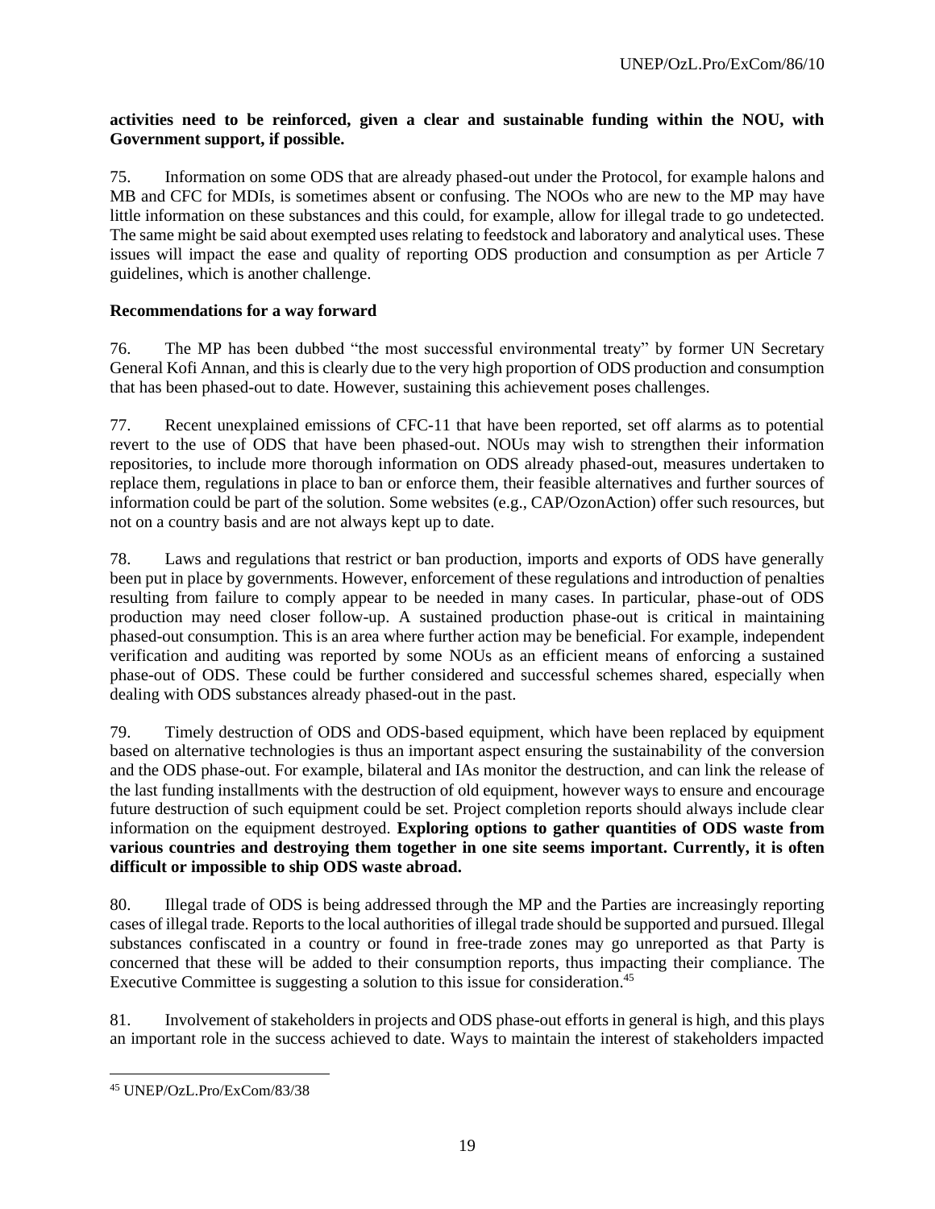**activities need to be reinforced, given a clear and sustainable funding within the NOU, with Government support, if possible.**

75. Information on some ODS that are already phased-out under the Protocol, for example halons and MB and CFC for MDIs, is sometimes absent or confusing. The NOOs who are new to the MP may have little information on these substances and this could, for example, allow for illegal trade to go undetected. The same might be said about exempted uses relating to feedstock and laboratory and analytical uses. These issues will impact the ease and quality of reporting ODS production and consumption as per Article 7 guidelines, which is another challenge.

**Recommendations for a way forward**

76. The MP has been dubbed "the most successful environmental treaty" by former UN Secretary General Kofi Annan, and this is clearly due to the very high proportion of ODS production and consumption that has been phased-out to date. However, sustaining this achievement poses challenges.

77. Recent unexplained emissions of CFC-11 that have been reported, set off alarms as to potential revert to the use of ODS that have been phased-out. NOUs may wish to strengthen their information repositories, to include more thorough information on ODS already phased-out, measures undertaken to replace them, regulations in place to ban or enforce them, their feasible alternatives and further sources of information could be part of the solution. Some websites (e.g., CAP/OzonAction) offer such resources, but not on a country basis and are not always kept up to date.

78. Laws and regulations that restrict or ban production, imports and exports of ODS have generally been put in place by governments. However, enforcement of these regulations and introduction of penalties resulting from failure to comply appear to be needed in many cases. In particular, phase-out of ODS production may need closer follow-up. A sustained production phase-out is critical in maintaining phased-out consumption. This is an area where further action may be beneficial. For example, independent verification and auditing was reported by some NOUs as an efficient means of enforcing a sustained phase-out of ODS. These could be further considered and successful schemes shared, especially when dealing with ODS substances already phased-out in the past.

79. Timely destruction of ODS and ODS-based equipment, which have been replaced by equipment based on alternative technologies is thus an important aspect ensuring the sustainability of the conversion and the ODS phase-out. For example, bilateral and IAs monitor the destruction, and can link the release of the last funding installments with the destruction of old equipment, however ways to ensure and encourage future destruction of such equipment could be set. Project completion reports should always include clear information on the equipment destroyed. **Exploring options to gather quantities of ODS waste from various countries and destroying them together in one site seems important. Currently, it is often difficult or impossible to ship ODS waste abroad.**

80. Illegal trade of ODS is being addressed through the MP and the Parties are increasingly reporting cases of illegal trade. Reports to the local authorities of illegal trade should be supported and pursued. Illegal substances confiscated in a country or found in free-trade zones may go unreported as that Party is concerned that these will be added to their consumption reports, thus impacting their compliance. The Executive Committee is suggesting a solution to this issue for consideration.[45]

81. Involvement of stakeholders in projects and ODS phase-out efforts in general is high, and this plays an important role in the success achieved to date. Ways to maintain the interest of stakeholders impacted

[45] UNEP/OzL.Pro/ExCom/83/38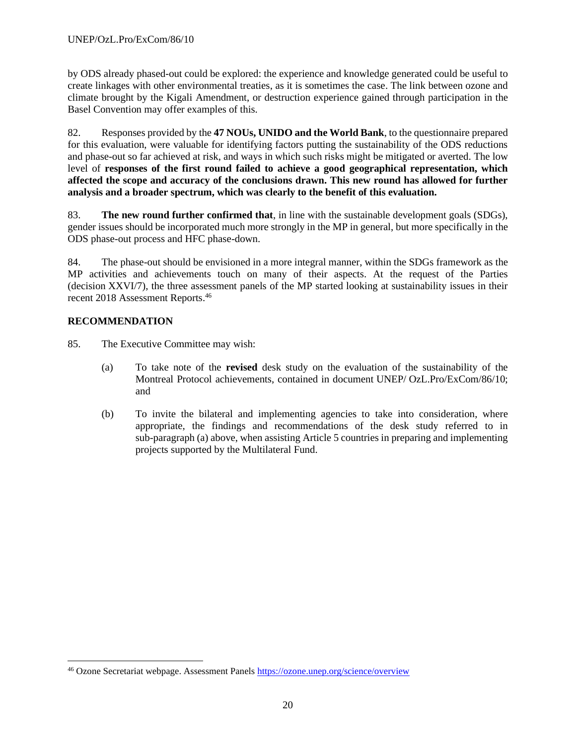by ODS already phased-out could be explored: the experience and knowledge generated could be useful to create linkages with other environmental treaties, as it is sometimes the case. The link between ozone and climate brought by the Kigali Amendment, or destruction experience gained through participation in the Basel Convention may offer examples of this.

82. Responses provided by the **47 NOUs, UNIDO and the World Bank**, to the questionnaire prepared for this evaluation, were valuable for identifying factors putting the sustainability of the ODS reductions and phase-out so far achieved at risk, and ways in which such risks might be mitigated or averted. The low level of **responses of the first round failed to achieve a good geographical representation, which affected the scope and accuracy of the conclusions drawn. This new round has allowed for further analysis and a broader spectrum, which was clearly to the benefit of this evaluation.**

83. **The new round further confirmed that**, in line with the sustainable development goals (SDGs), gender issues should be incorporated much more strongly in the MP in general, but more specifically in the ODS phase-out process and HFC phase-down.

84. The phase-out should be envisioned in a more integral manner, within the SDGs framework as the MP activities and achievements touch on many of their aspects. At the request of the Parties (decision XXVI/7), the three assessment panels of the MP started looking at sustainability issues in their recent 2018 Assessment Reports.[46]

## RECOMMENDATION

85. The Executive Committee may wish:

(a) To take note of the **revised** desk study on the evaluation of the sustainability of the Montreal Protocol achievements, contained in document UNEP/ OzL.Pro/ExCom/86/10; and

(b) To invite the bilateral and implementing agencies to take into consideration, where appropriate, the findings and recommendations of the desk study referred to in sub-paragraph (a) above, when assisting Article 5 countries in preparing and implementing projects supported by the Multilateral Fund.

---

[46] Ozone Secretariat webpage. Assessment Panels https://ozone.unep.org/science/overview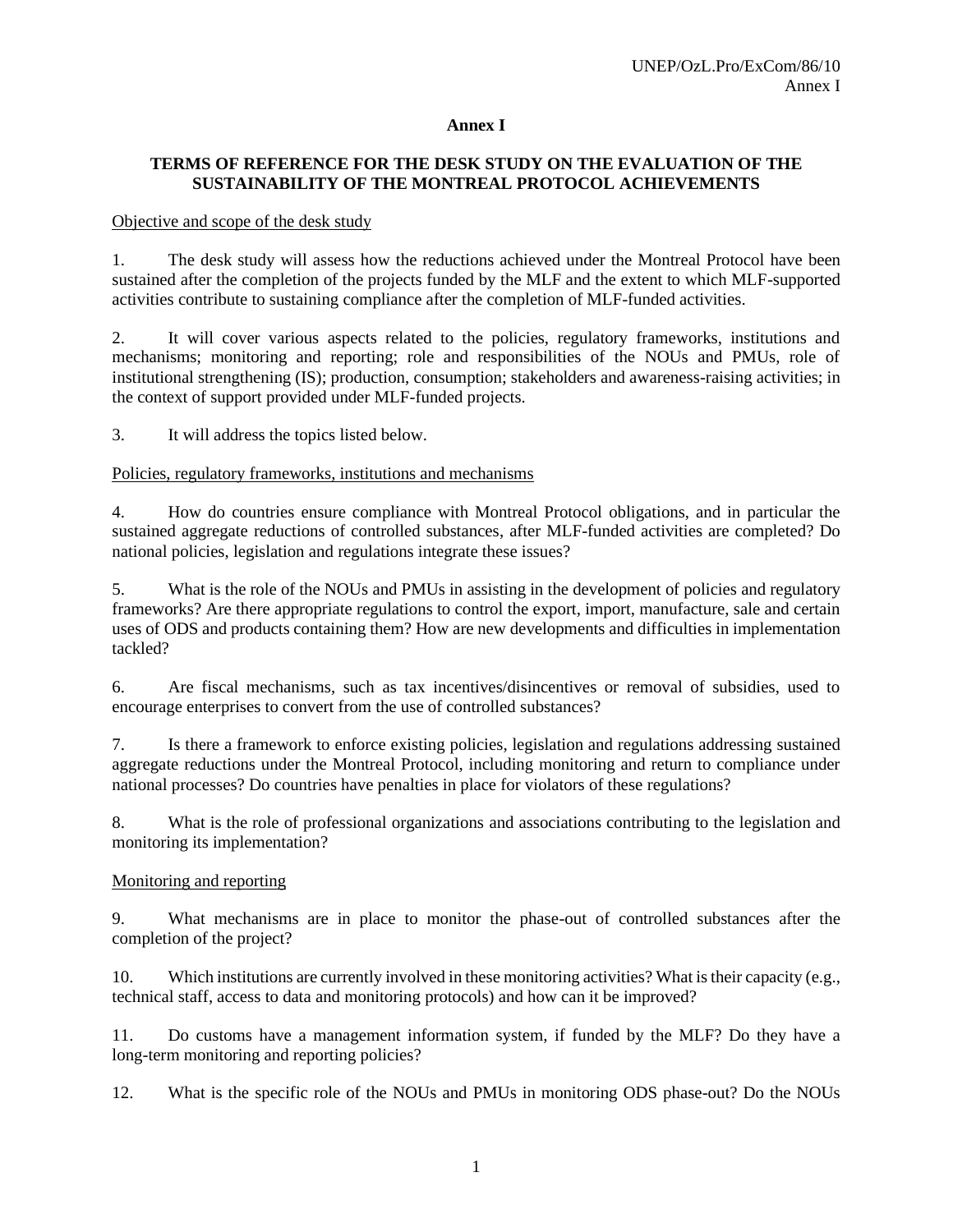**Annex I**

**TERMS OF REFERENCE FOR THE DESK STUDY ON THE EVALUATION OF THE SUSTAINABILITY OF THE MONTREAL PROTOCOL ACHIEVEMENTS**

Objective and scope of the desk study

1. The desk study will assess how the reductions achieved under the Montreal Protocol have been sustained after the completion of the projects funded by the MLF and the extent to which MLF-supported activities contribute to sustaining compliance after the completion of MLF-funded activities.

2. It will cover various aspects related to the policies, regulatory frameworks, institutions and mechanisms; monitoring and reporting; role and responsibilities of the NOUs and PMUs, role of institutional strengthening (IS); production, consumption; stakeholders and awareness-raising activities; in the context of support provided under MLF-funded projects.

3. It will address the topics listed below.

Policies, regulatory frameworks, institutions and mechanisms

4. How do countries ensure compliance with Montreal Protocol obligations, and in particular the sustained aggregate reductions of controlled substances, after MLF-funded activities are completed? Do national policies, legislation and regulations integrate these issues?

5. What is the role of the NOUs and PMUs in assisting in the development of policies and regulatory frameworks? Are there appropriate regulations to control the export, import, manufacture, sale and certain uses of ODS and products containing them? How are new developments and difficulties in implementation tackled?

6. Are fiscal mechanisms, such as tax incentives/disincentives or removal of subsidies, used to encourage enterprises to convert from the use of controlled substances?

7. Is there a framework to enforce existing policies, legislation and regulations addressing sustained aggregate reductions under the Montreal Protocol, including monitoring and return to compliance under national processes? Do countries have penalties in place for violators of these regulations?

8. What is the role of professional organizations and associations contributing to the legislation and monitoring its implementation?

Monitoring and reporting

9. What mechanisms are in place to monitor the phase-out of controlled substances after the completion of the project?

10. Which institutions are currently involved in these monitoring activities? What is their capacity (e.g., technical staff, access to data and monitoring protocols) and how can it be improved?

11. Do customs have a management information system, if funded by the MLF? Do they have a long-term monitoring and reporting policies?

12. What is the specific role of the NOUs and PMUs in monitoring ODS phase-out? Do the NOUs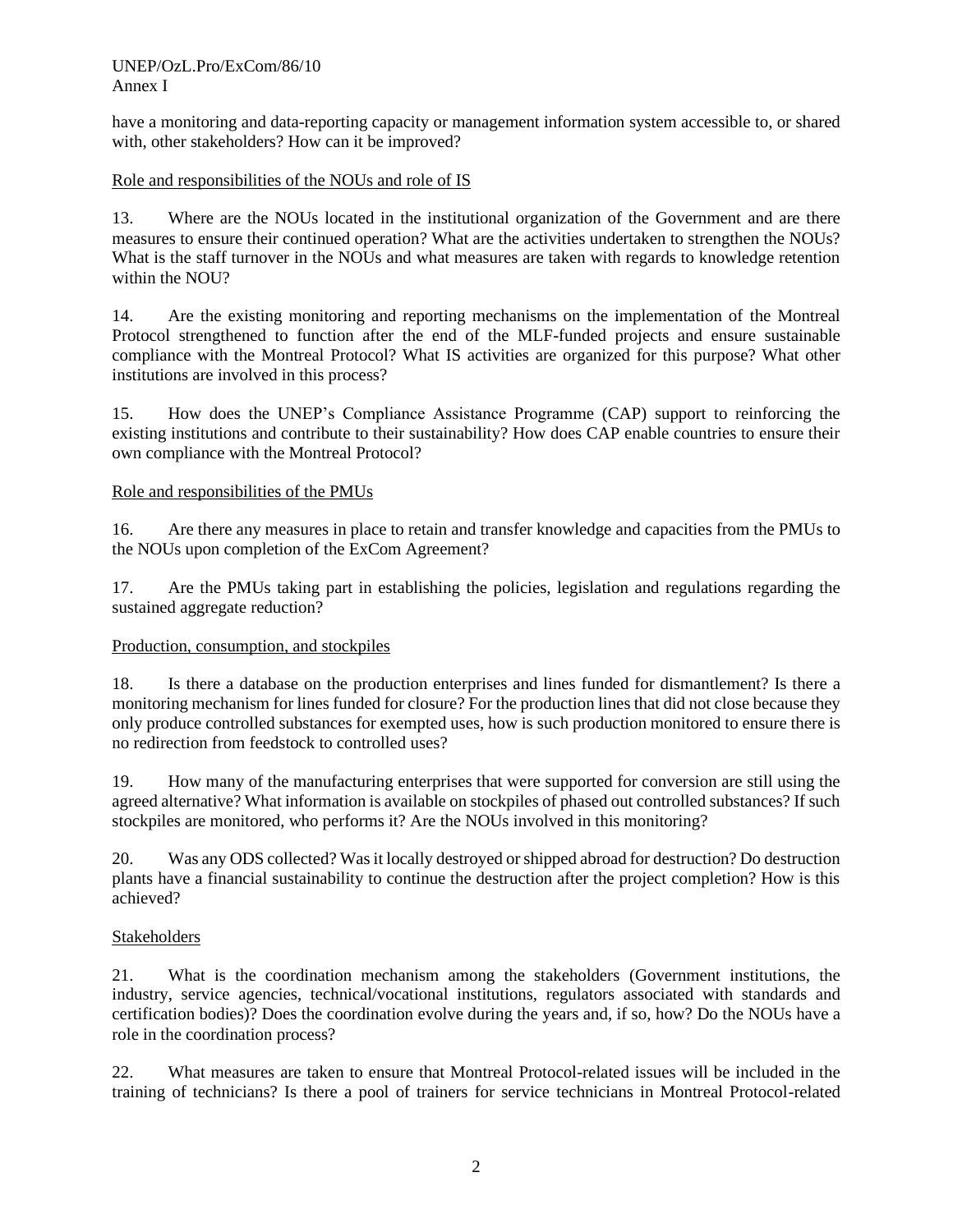have a monitoring and data-reporting capacity or management information system accessible to, or shared with, other stakeholders? How can it be improved?

Role and responsibilities of the NOUs and role of IS

13. Where are the NOUs located in the institutional organization of the Government and are there measures to ensure their continued operation? What are the activities undertaken to strengthen the NOUs? What is the staff turnover in the NOUs and what measures are taken with regards to knowledge retention within the NOU?

14. Are the existing monitoring and reporting mechanisms on the implementation of the Montreal Protocol strengthened to function after the end of the MLF-funded projects and ensure sustainable compliance with the Montreal Protocol? What IS activities are organized for this purpose? What other institutions are involved in this process?

15. How does the UNEP's Compliance Assistance Programme (CAP) support to reinforcing the existing institutions and contribute to their sustainability? How does CAP enable countries to ensure their own compliance with the Montreal Protocol?

Role and responsibilities of the PMUs

16. Are there any measures in place to retain and transfer knowledge and capacities from the PMUs to the NOUs upon completion of the ExCom Agreement?

17. Are the PMUs taking part in establishing the policies, legislation and regulations regarding the sustained aggregate reduction?

Production, consumption, and stockpiles

18. Is there a database on the production enterprises and lines funded for dismantlement? Is there a monitoring mechanism for lines funded for closure? For the production lines that did not close because they only produce controlled substances for exempted uses, how is such production monitored to ensure there is no redirection from feedstock to controlled uses?

19. How many of the manufacturing enterprises that were supported for conversion are still using the agreed alternative? What information is available on stockpiles of phased out controlled substances? If such stockpiles are monitored, who performs it? Are the NOUs involved in this monitoring?

20. Was any ODS collected? Was it locally destroyed or shipped abroad for destruction? Do destruction plants have a financial sustainability to continue the destruction after the project completion? How is this achieved?

Stakeholders

21. What is the coordination mechanism among the stakeholders (Government institutions, the industry, service agencies, technical/vocational institutions, regulators associated with standards and certification bodies)? Does the coordination evolve during the years and, if so, how? Do the NOUs have a role in the coordination process?

22. What measures are taken to ensure that Montreal Protocol-related issues will be included in the training of technicians? Is there a pool of trainers for service technicians in Montreal Protocol-related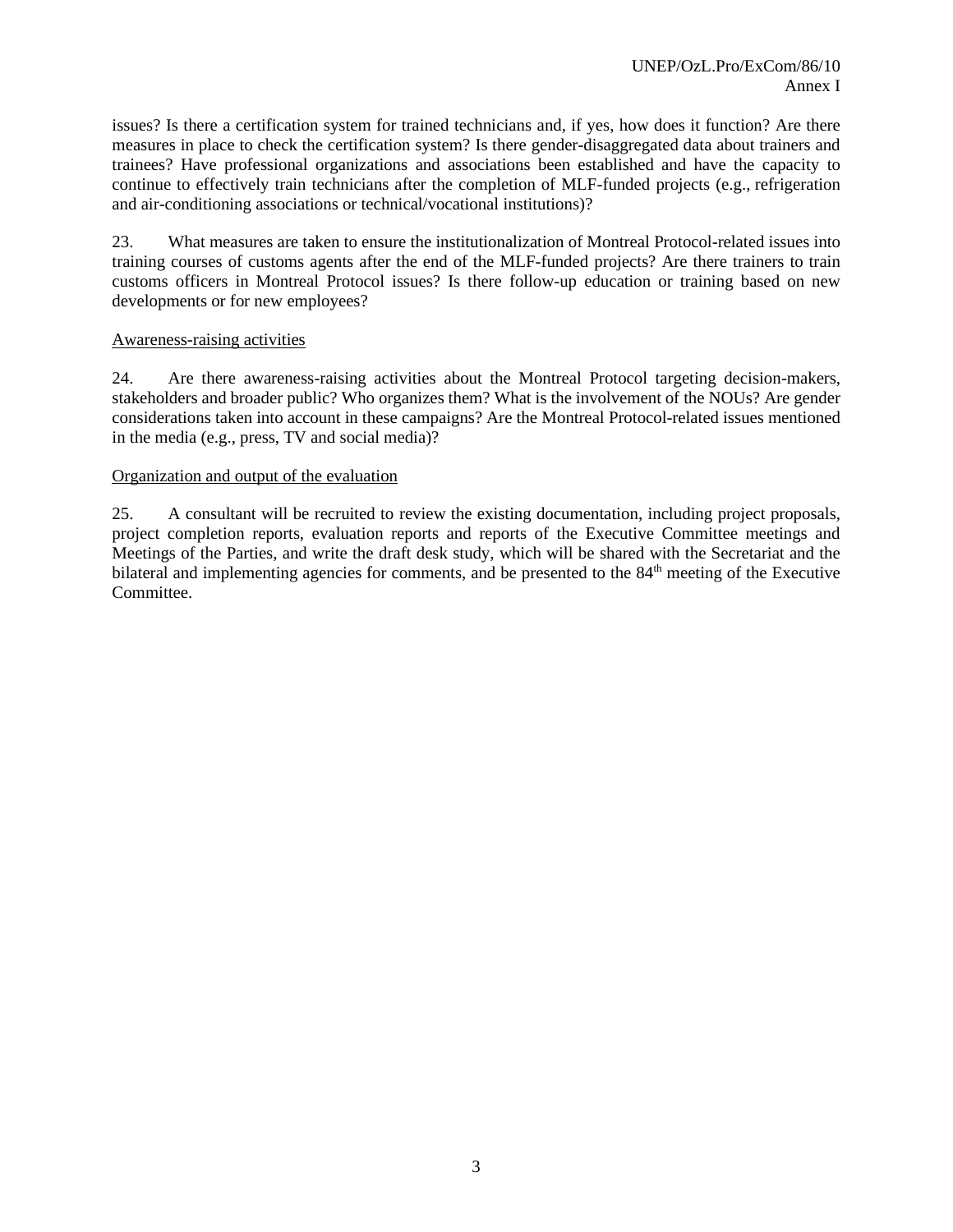issues? Is there a certification system for trained technicians and, if yes, how does it function? Are there measures in place to check the certification system? Is there gender-disaggregated data about trainers and trainees? Have professional organizations and associations been established and have the capacity to continue to effectively train technicians after the completion of MLF-funded projects (e.g., refrigeration and air-conditioning associations or technical/vocational institutions)?

23. What measures are taken to ensure the institutionalization of Montreal Protocol-related issues into training courses of customs agents after the end of the MLF-funded projects? Are there trainers to train customs officers in Montreal Protocol issues? Is there follow-up education or training based on new developments or for new employees?

Awareness-raising activities

24. Are there awareness-raising activities about the Montreal Protocol targeting decision-makers, stakeholders and broader public? Who organizes them? What is the involvement of the NOUs? Are gender considerations taken into account in these campaigns? Are the Montreal Protocol-related issues mentioned in the media (e.g., press, TV and social media)?

Organization and output of the evaluation

25. A consultant will be recruited to review the existing documentation, including project proposals, project completion reports, evaluation reports and reports of the Executive Committee meetings and Meetings of the Parties, and write the draft desk study, which will be shared with the Secretariat and the bilateral and implementing agencies for comments, and be presented to the 84th meeting of the Executive Committee.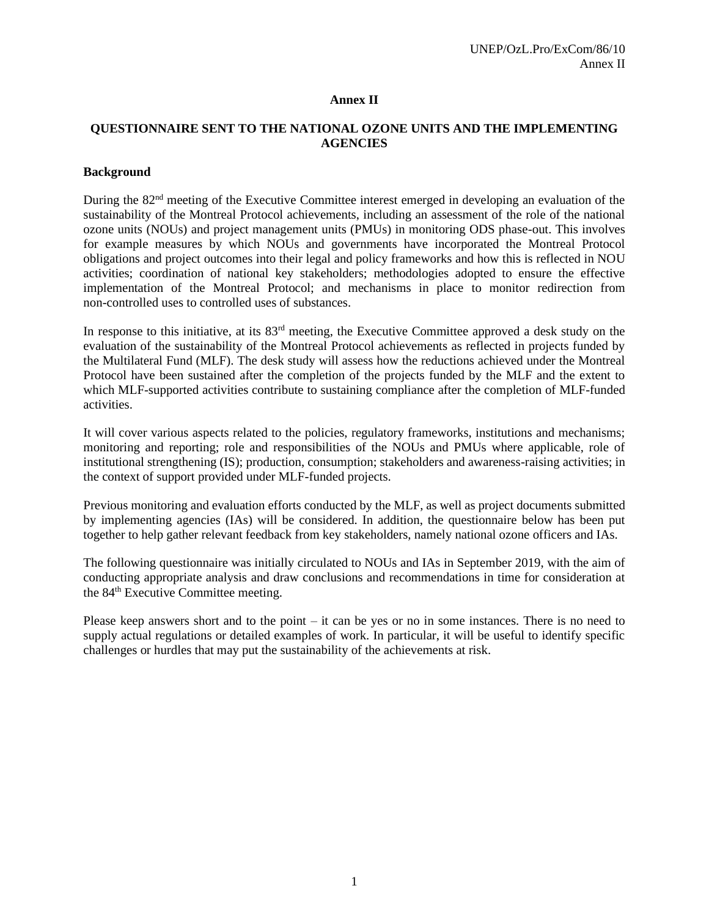# Annex II

## QUESTIONNAIRE SENT TO THE NATIONAL OZONE UNITS AND THE IMPLEMENTING AGENCIES

### Background

During the 82nd meeting of the Executive Committee interest emerged in developing an evaluation of the sustainability of the Montreal Protocol achievements, including an assessment of the role of the national ozone units (NOUs) and project management units (PMUs) in monitoring ODS phase-out. This involves for example measures by which NOUs and governments have incorporated the Montreal Protocol obligations and project outcomes into their legal and policy frameworks and how this is reflected in NOU activities; coordination of national key stakeholders; methodologies adopted to ensure the effective implementation of the Montreal Protocol; and mechanisms in place to monitor redirection from non-controlled uses to controlled uses of substances.

In response to this initiative, at its 83rd meeting, the Executive Committee approved a desk study on the evaluation of the sustainability of the Montreal Protocol achievements as reflected in projects funded by the Multilateral Fund (MLF). The desk study will assess how the reductions achieved under the Montreal Protocol have been sustained after the completion of the projects funded by the MLF and the extent to which MLF-supported activities contribute to sustaining compliance after the completion of MLF-funded activities.

It will cover various aspects related to the policies, regulatory frameworks, institutions and mechanisms; monitoring and reporting; role and responsibilities of the NOUs and PMUs where applicable, role of institutional strengthening (IS); production, consumption; stakeholders and awareness-raising activities; in the context of support provided under MLF-funded projects.

Previous monitoring and evaluation efforts conducted by the MLF, as well as project documents submitted by implementing agencies (IAs) will be considered. In addition, the questionnaire below has been put together to help gather relevant feedback from key stakeholders, namely national ozone officers and IAs.

The following questionnaire was initially circulated to NOUs and IAs in September 2019, with the aim of conducting appropriate analysis and draw conclusions and recommendations in time for consideration at the 84th Executive Committee meeting.

Please keep answers short and to the point – it can be yes or no in some instances. There is no need to supply actual regulations or detailed examples of work. In particular, it will be useful to identify specific challenges or hurdles that may put the sustainability of the achievements at risk.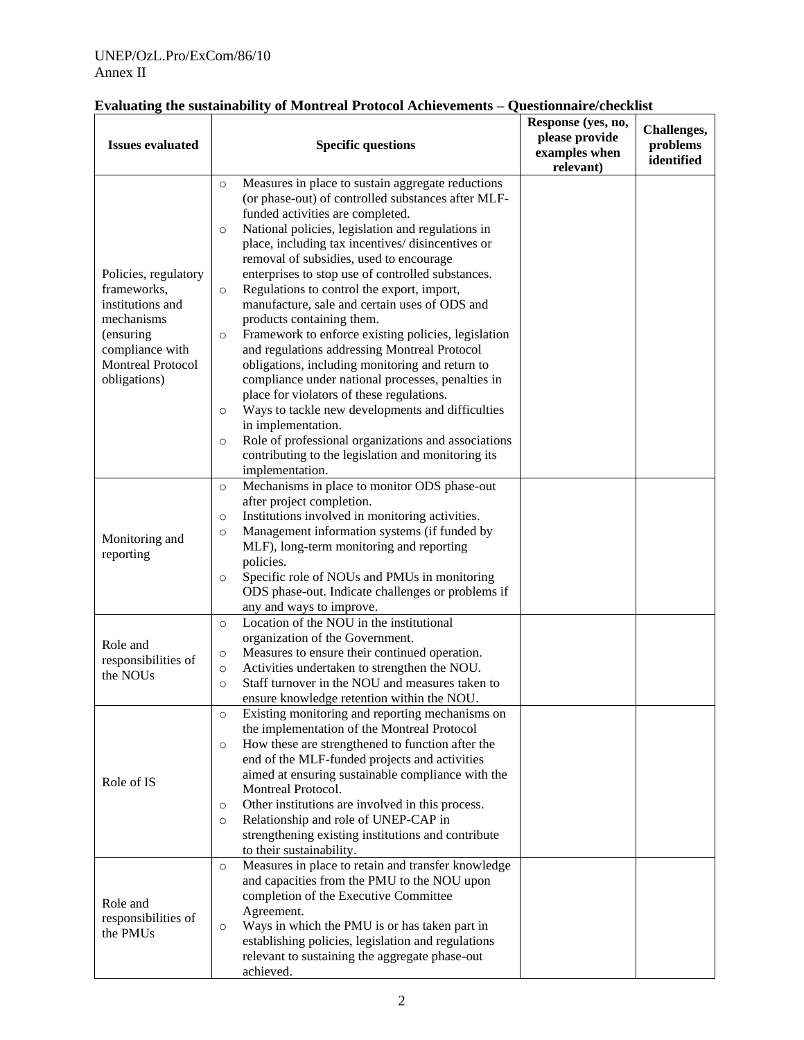**Evaluating the sustainability of Montreal Protocol Achievements – Questionnaire/checklist**

| Issues evaluated | Specific questions | Response (yes, no, please provide examples when relevant) | Challenges, problems identified |
|---|---|---|---|
| Policies, regulatory frameworks, institutions and mechanisms (ensuring compliance with Montreal Protocol obligations) | ○ Measures in place to sustain aggregate reductions (or phase-out) of controlled substances after MLF-funded activities are completed.<br>○ National policies, legislation and regulations in place, including tax incentives/ disincentives or removal of subsidies, used to encourage enterprises to stop use of controlled substances.<br>○ Regulations to control the export, import, manufacture, sale and certain uses of ODS and products containing them.<br>○ Framework to enforce existing policies, legislation and regulations addressing Montreal Protocol obligations, including monitoring and return to compliance under national processes, penalties in place for violators of these regulations.<br>○ Ways to tackle new developments and difficulties in implementation.<br>○ Role of professional organizations and associations contributing to the legislation and monitoring its implementation. | | |
| Monitoring and reporting | ○ Mechanisms in place to monitor ODS phase-out after project completion.<br>○ Institutions involved in monitoring activities.<br>○ Management information systems (if funded by MLF), long-term monitoring and reporting policies.<br>○ Specific role of NOUs and PMUs in monitoring ODS phase-out. Indicate challenges or problems if any and ways to improve. | | |
| Role and responsibilities of the NOUs | ○ Location of the NOU in the institutional organization of the Government.<br>○ Measures to ensure their continued operation.<br>○ Activities undertaken to strengthen the NOU.<br>○ Staff turnover in the NOU and measures taken to ensure knowledge retention within the NOU. | | |
| Role of IS | ○ Existing monitoring and reporting mechanisms on the implementation of the Montreal Protocol<br>○ How these are strengthened to function after the end of the MLF-funded projects and activities aimed at ensuring sustainable compliance with the Montreal Protocol.<br>○ Other institutions are involved in this process.<br>○ Relationship and role of UNEP-CAP in strengthening existing institutions and contribute to their sustainability. | | |
| Role and responsibilities of the PMUs | ○ Measures in place to retain and transfer knowledge and capacities from the PMU to the NOU upon completion of the Executive Committee Agreement.<br>○ Ways in which the PMU is or has taken part in establishing policies, legislation and regulations relevant to sustaining the aggregate phase-out achieved. | | |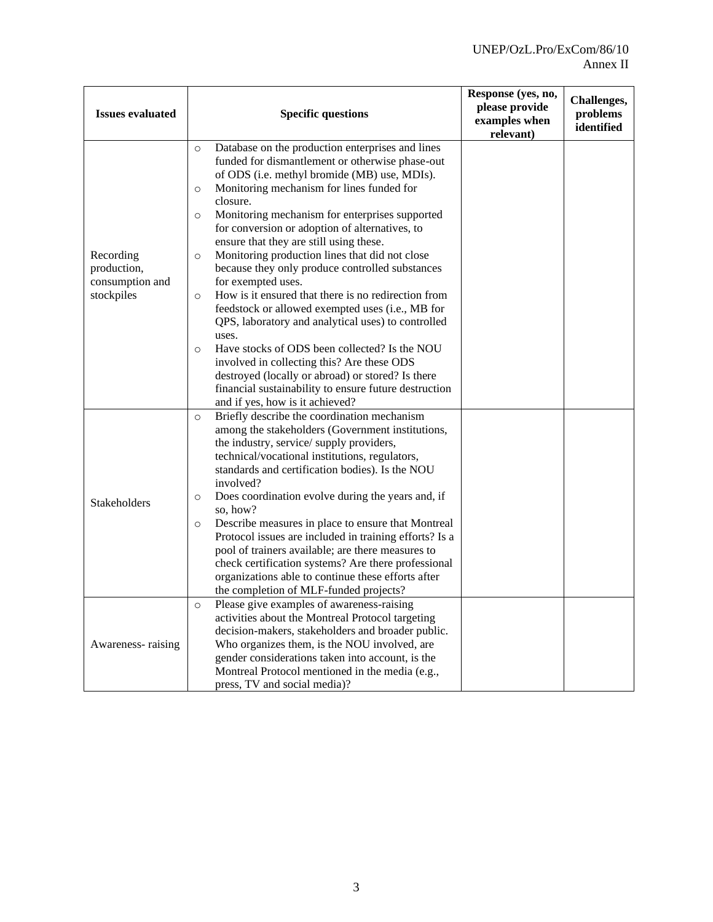| Issues evaluated | Specific questions | Response (yes, no, please provide examples when relevant) | Challenges, problems identified |
|---|---|---|---|
| Recording production, consumption and stockpiles | ○ Database on the production enterprises and lines funded for dismantlement or otherwise phase-out of ODS (i.e. methyl bromide (MB) use, MDIs).<br>○ Monitoring mechanism for lines funded for closure.<br>○ Monitoring mechanism for enterprises supported for conversion or adoption of alternatives, to ensure that they are still using these.<br>○ Monitoring production lines that did not close because they only produce controlled substances for exempted uses.<br>○ How is it ensured that there is no redirection from feedstock or allowed exempted uses (i.e., MB for QPS, laboratory and analytical uses) to controlled uses.<br>○ Have stocks of ODS been collected? Is the NOU involved in collecting this? Are these ODS destroyed (locally or abroad) or stored? Is there financial sustainability to ensure future destruction and if yes, how is it achieved? | | |
| Stakeholders | ○ Briefly describe the coordination mechanism among the stakeholders (Government institutions, the industry, service/ supply providers, technical/vocational institutions, regulators, standards and certification bodies). Is the NOU involved?<br>○ Does coordination evolve during the years and, if so, how?<br>○ Describe measures in place to ensure that Montreal Protocol issues are included in training efforts? Is a pool of trainers available; are there measures to check certification systems? Are there professional organizations able to continue these efforts after the completion of MLF-funded projects? | | |
| Awareness- raising | ○ Please give examples of awareness-raising activities about the Montreal Protocol targeting decision-makers, stakeholders and broader public. Who organizes them, is the NOU involved, are gender considerations taken into account, is the Montreal Protocol mentioned in the media (e.g., press, TV and social media)? | | |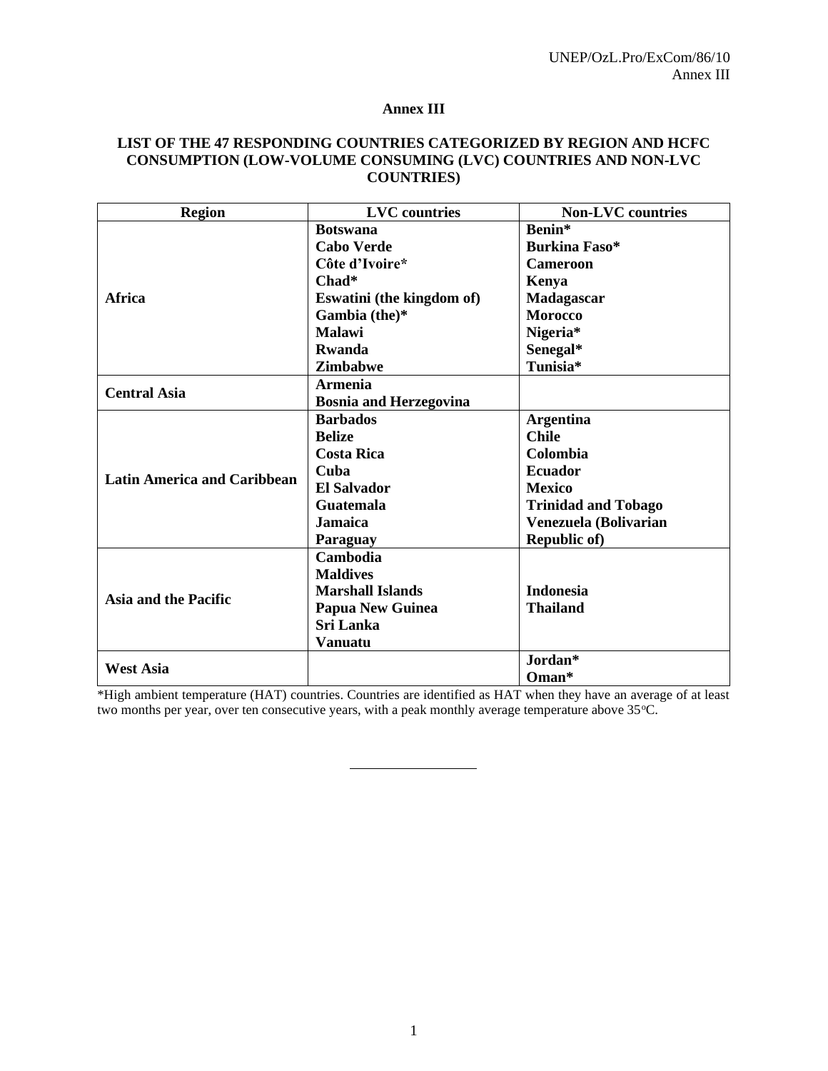## Annex III

### LIST OF THE 47 RESPONDING COUNTRIES CATEGORIZED BY REGION AND HCFC CONSUMPTION (LOW-VOLUME CONSUMING (LVC) COUNTRIES AND NON-LVC COUNTRIES)

| Region | LVC countries | Non-LVC countries |
|---|---|---|
| **Africa** | **Botswana**<br>**Cabo Verde**<br>**Côte d'Ivoire***<br>**Chad***<br>**Eswatini (the kingdom of)**<br>**Gambia (the)***<br>**Malawi**<br>**Rwanda**<br>**Zimbabwe** | **Benin***<br>**Burkina Faso***<br>**Cameroon**<br>**Kenya**<br>**Madagascar**<br>**Morocco**<br>**Nigeria***<br>**Senegal***<br>**Tunisia*** |
| **Central Asia** | **Armenia**<br>**Bosnia and Herzegovina** | |
| **Latin America and Caribbean** | **Barbados**<br>**Belize**<br>**Costa Rica**<br>**Cuba**<br>**El Salvador**<br>**Guatemala**<br>**Jamaica**<br>**Paraguay** | **Argentina**<br>**Chile**<br>**Colombia**<br>**Ecuador**<br>**Mexico**<br>**Trinidad and Tobago**<br>**Venezuela (Bolivarian Republic of)** |
| **Asia and the Pacific** | **Cambodia**<br>**Maldives**<br>**Marshall Islands**<br>**Papua New Guinea**<br>**Sri Lanka**<br>**Vanuatu** | **Indonesia**<br>**Thailand** |
| **West Asia** | | **Jordan***<br>**Oman*** |

*High ambient temperature (HAT) countries. Countries are identified as HAT when they have an average of at least two months per year, over ten consecutive years, with a peak monthly average temperature above 35$^{o}$C.